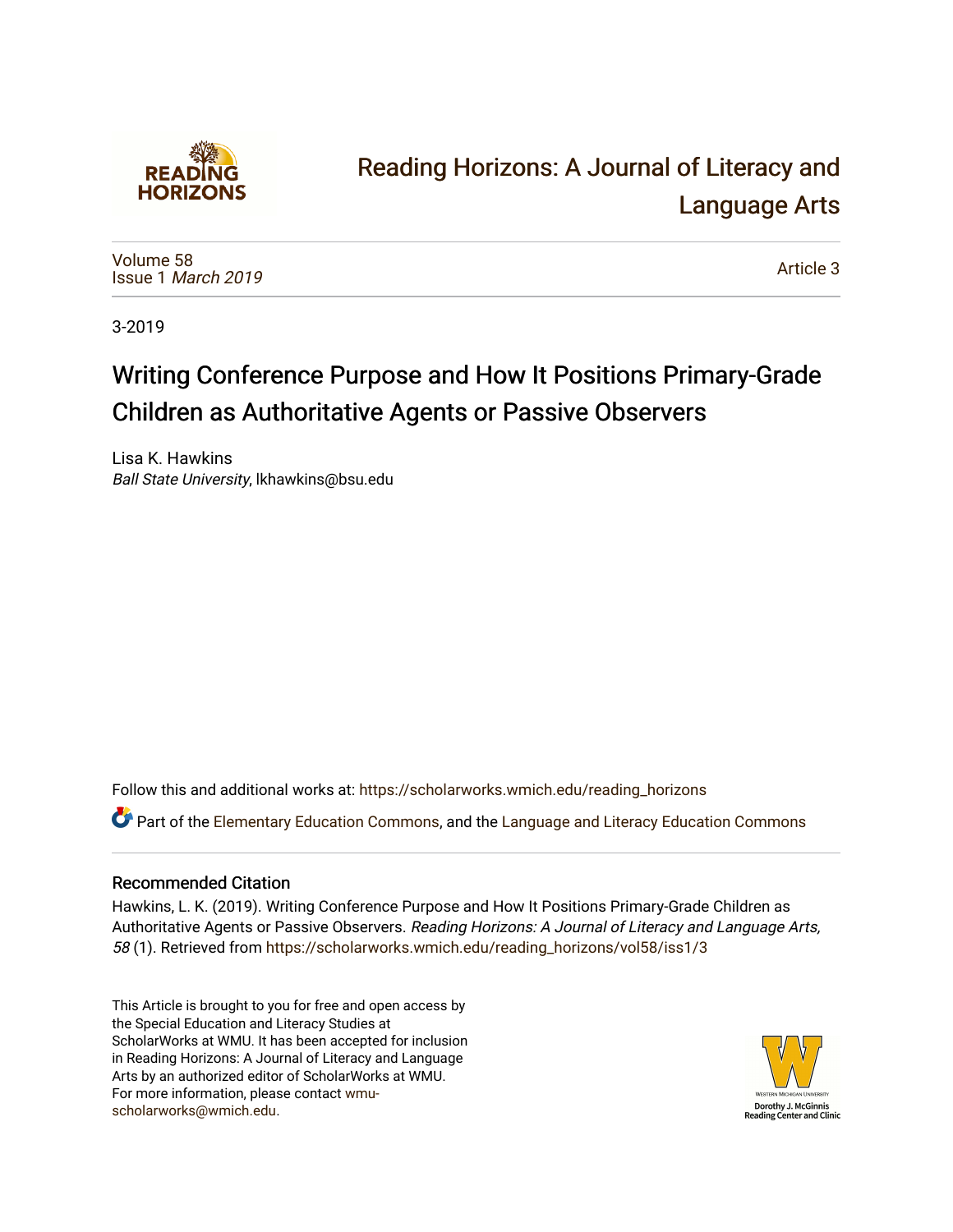Reading Horizons: A Journal of Literacy and Language Arts

Volume 58
Issue 1 *March 2019*

Article 3

3-2019

# Writing Conference Purpose and How It Positions Primary-Grade Children as Authoritative Agents or Passive Observers

Lisa K. Hawkins
*Ball State University*, lkhawkins@bsu.edu

Follow this and additional works at: https://scholarworks.wmich.edu/reading_horizons

Part of the Elementary Education Commons, and the Language and Literacy Education Commons

## Recommended Citation

Hawkins, L. K. (2019). Writing Conference Purpose and How It Positions Primary-Grade Children as Authoritative Agents or Passive Observers. *Reading Horizons: A Journal of Literacy and Language Arts, 58* (1). Retrieved from https://scholarworks.wmich.edu/reading_horizons/vol58/iss1/3

This Article is brought to you for free and open access by the Special Education and Literacy Studies at ScholarWorks at WMU. It has been accepted for inclusion in Reading Horizons: A Journal of Literacy and Language Arts by an authorized editor of ScholarWorks at WMU. For more information, please contact wmu-scholarworks@wmich.edu.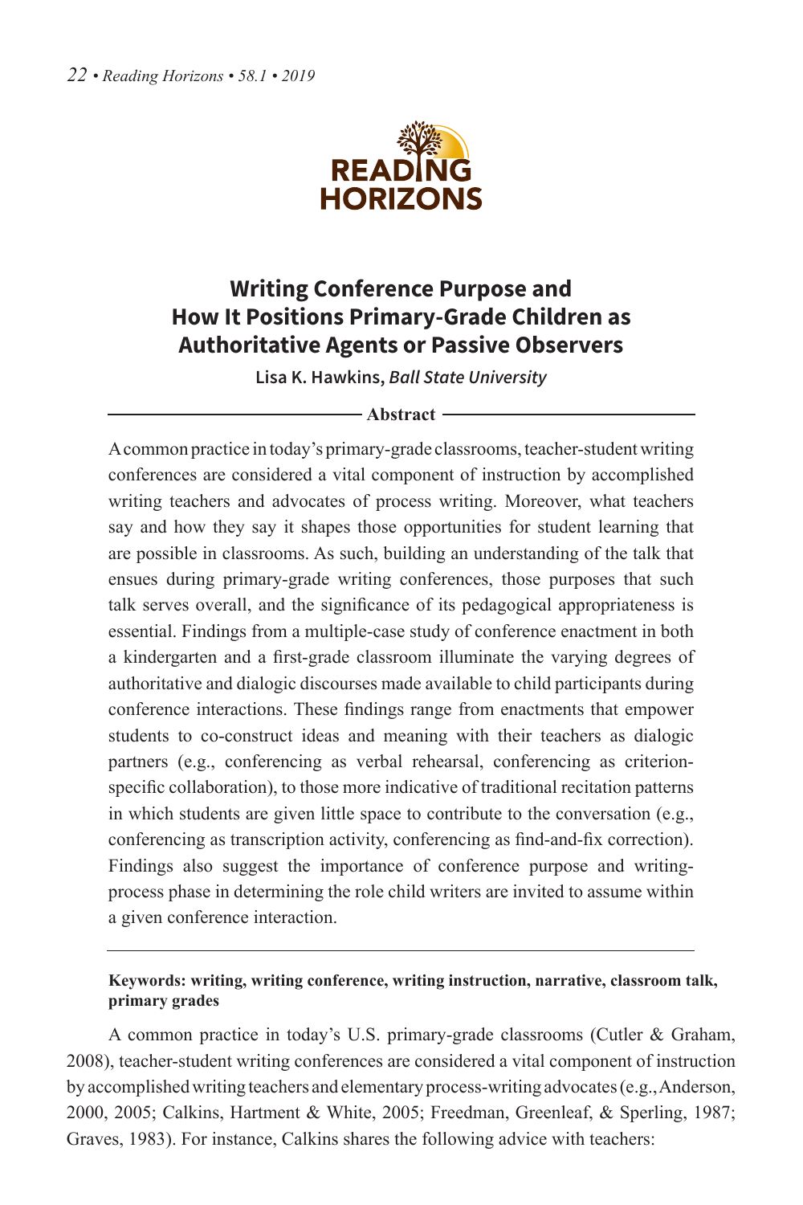# Writing Conference Purpose and How It Positions Primary-Grade Children as Authoritative Agents or Passive Observers

**Lisa K. Hawkins,** ***Ball State University***

**Abstract**

A common practice in today's primary-grade classrooms, teacher-student writing conferences are considered a vital component of instruction by accomplished writing teachers and advocates of process writing. Moreover, what teachers say and how they say it shapes those opportunities for student learning that are possible in classrooms. As such, building an understanding of the talk that ensues during primary-grade writing conferences, those purposes that such talk serves overall, and the significance of its pedagogical appropriateness is essential. Findings from a multiple-case study of conference enactment in both a kindergarten and a first-grade classroom illuminate the varying degrees of authoritative and dialogic discourses made available to child participants during conference interactions. These findings range from enactments that empower students to co-construct ideas and meaning with their teachers as dialogic partners (e.g., conferencing as verbal rehearsal, conferencing as criterion-specific collaboration), to those more indicative of traditional recitation patterns in which students are given little space to contribute to the conversation (e.g., conferencing as transcription activity, conferencing as find-and-fix correction). Findings also suggest the importance of conference purpose and writing-process phase in determining the role child writers are invited to assume within a given conference interaction.

**Keywords: writing, writing conference, writing instruction, narrative, classroom talk, primary grades**

A common practice in today's U.S. primary-grade classrooms (Cutler & Graham, 2008), teacher-student writing conferences are considered a vital component of instruction by accomplished writing teachers and elementary process-writing advocates (e.g., Anderson, 2000, 2005; Calkins, Hartment & White, 2005; Freedman, Greenleaf, & Sperling, 1987; Graves, 1983). For instance, Calkins shares the following advice with teachers: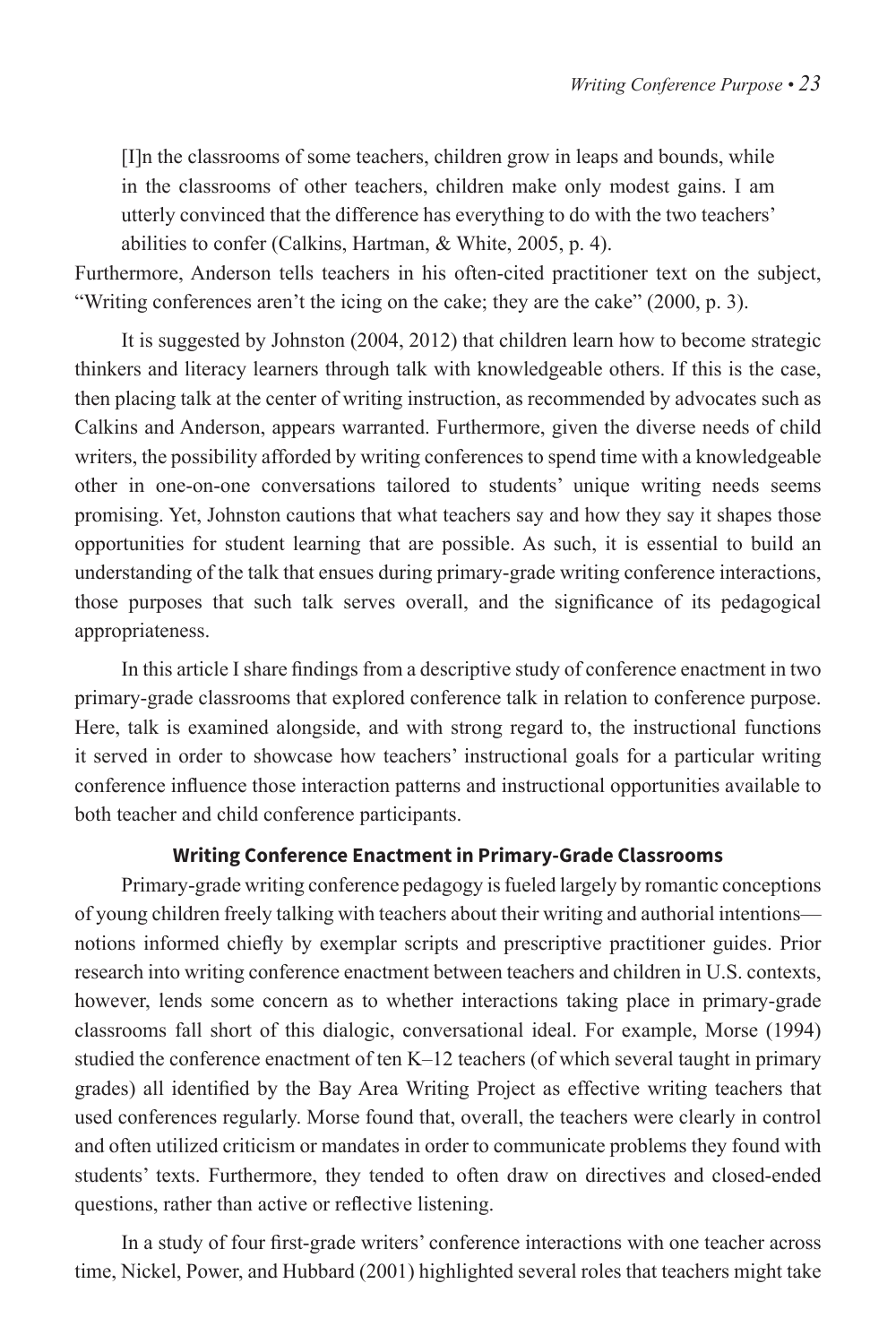> [I]n the classrooms of some teachers, children grow in leaps and bounds, while in the classrooms of other teachers, children make only modest gains. I am utterly convinced that the difference has everything to do with the two teachers' abilities to confer (Calkins, Hartman, & White, 2005, p. 4).

Furthermore, Anderson tells teachers in his often-cited practitioner text on the subject, "Writing conferences aren't the icing on the cake; they are the cake" (2000, p. 3).

It is suggested by Johnston (2004, 2012) that children learn how to become strategic thinkers and literacy learners through talk with knowledgeable others. If this is the case, then placing talk at the center of writing instruction, as recommended by advocates such as Calkins and Anderson, appears warranted. Furthermore, given the diverse needs of child writers, the possibility afforded by writing conferences to spend time with a knowledgeable other in one-on-one conversations tailored to students' unique writing needs seems promising. Yet, Johnston cautions that what teachers say and how they say it shapes those opportunities for student learning that are possible. As such, it is essential to build an understanding of the talk that ensues during primary-grade writing conference interactions, those purposes that such talk serves overall, and the significance of its pedagogical appropriateness.

In this article I share findings from a descriptive study of conference enactment in two primary-grade classrooms that explored conference talk in relation to conference purpose. Here, talk is examined alongside, and with strong regard to, the instructional functions it served in order to showcase how teachers' instructional goals for a particular writing conference influence those interaction patterns and instructional opportunities available to both teacher and child conference participants.

## Writing Conference Enactment in Primary-Grade Classrooms

Primary-grade writing conference pedagogy is fueled largely by romantic conceptions of young children freely talking with teachers about their writing and authorial intentions—notions informed chiefly by exemplar scripts and prescriptive practitioner guides. Prior research into writing conference enactment between teachers and children in U.S. contexts, however, lends some concern as to whether interactions taking place in primary-grade classrooms fall short of this dialogic, conversational ideal. For example, Morse (1994) studied the conference enactment of ten K–12 teachers (of which several taught in primary grades) all identified by the Bay Area Writing Project as effective writing teachers that used conferences regularly. Morse found that, overall, the teachers were clearly in control and often utilized criticism or mandates in order to communicate problems they found with students' texts. Furthermore, they tended to often draw on directives and closed-ended questions, rather than active or reflective listening.

In a study of four first-grade writers' conference interactions with one teacher across time, Nickel, Power, and Hubbard (2001) highlighted several roles that teachers might take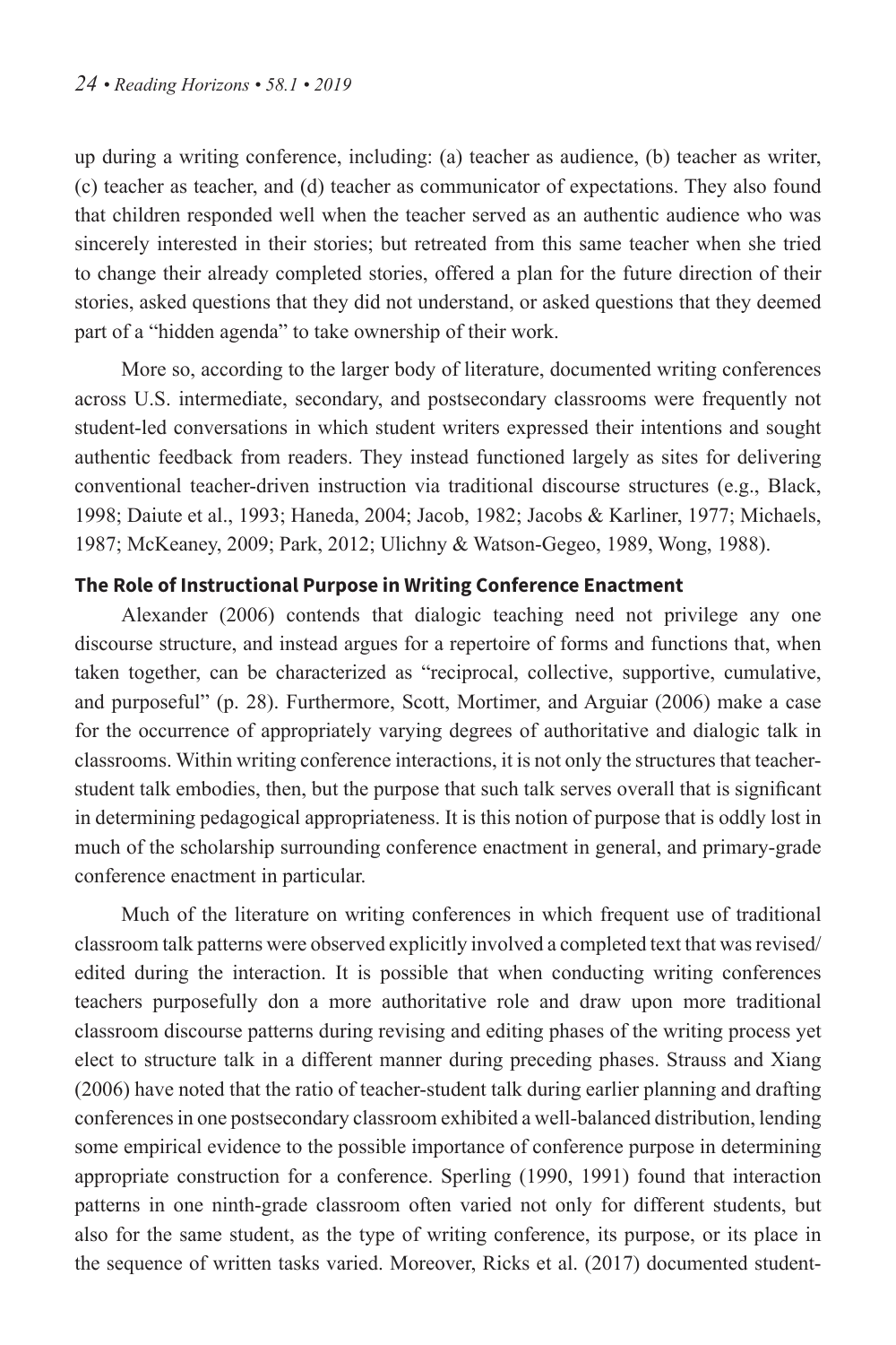up during a writing conference, including: (a) teacher as audience, (b) teacher as writer, (c) teacher as teacher, and (d) teacher as communicator of expectations. They also found that children responded well when the teacher served as an authentic audience who was sincerely interested in their stories; but retreated from this same teacher when she tried to change their already completed stories, offered a plan for the future direction of their stories, asked questions that they did not understand, or asked questions that they deemed part of a "hidden agenda" to take ownership of their work.

More so, according to the larger body of literature, documented writing conferences across U.S. intermediate, secondary, and postsecondary classrooms were frequently not student-led conversations in which student writers expressed their intentions and sought authentic feedback from readers. They instead functioned largely as sites for delivering conventional teacher-driven instruction via traditional discourse structures (e.g., Black, 1998; Daiute et al., 1993; Haneda, 2004; Jacob, 1982; Jacobs & Karliner, 1977; Michaels, 1987; McKeaney, 2009; Park, 2012; Ulichny & Watson-Gegeo, 1989, Wong, 1988).

### The Role of Instructional Purpose in Writing Conference Enactment

Alexander (2006) contends that dialogic teaching need not privilege any one discourse structure, and instead argues for a repertoire of forms and functions that, when taken together, can be characterized as "reciprocal, collective, supportive, cumulative, and purposeful" (p. 28). Furthermore, Scott, Mortimer, and Arguiar (2006) make a case for the occurrence of appropriately varying degrees of authoritative and dialogic talk in classrooms. Within writing conference interactions, it is not only the structures that teacher-student talk embodies, then, but the purpose that such talk serves overall that is significant in determining pedagogical appropriateness. It is this notion of purpose that is oddly lost in much of the scholarship surrounding conference enactment in general, and primary-grade conference enactment in particular.

Much of the literature on writing conferences in which frequent use of traditional classroom talk patterns were observed explicitly involved a completed text that was revised/edited during the interaction. It is possible that when conducting writing conferences teachers purposefully don a more authoritative role and draw upon more traditional classroom discourse patterns during revising and editing phases of the writing process yet elect to structure talk in a different manner during preceding phases. Strauss and Xiang (2006) have noted that the ratio of teacher-student talk during earlier planning and drafting conferences in one postsecondary classroom exhibited a well-balanced distribution, lending some empirical evidence to the possible importance of conference purpose in determining appropriate construction for a conference. Sperling (1990, 1991) found that interaction patterns in one ninth-grade classroom often varied not only for different students, but also for the same student, as the type of writing conference, its purpose, or its place in the sequence of written tasks varied. Moreover, Ricks et al. (2017) documented student-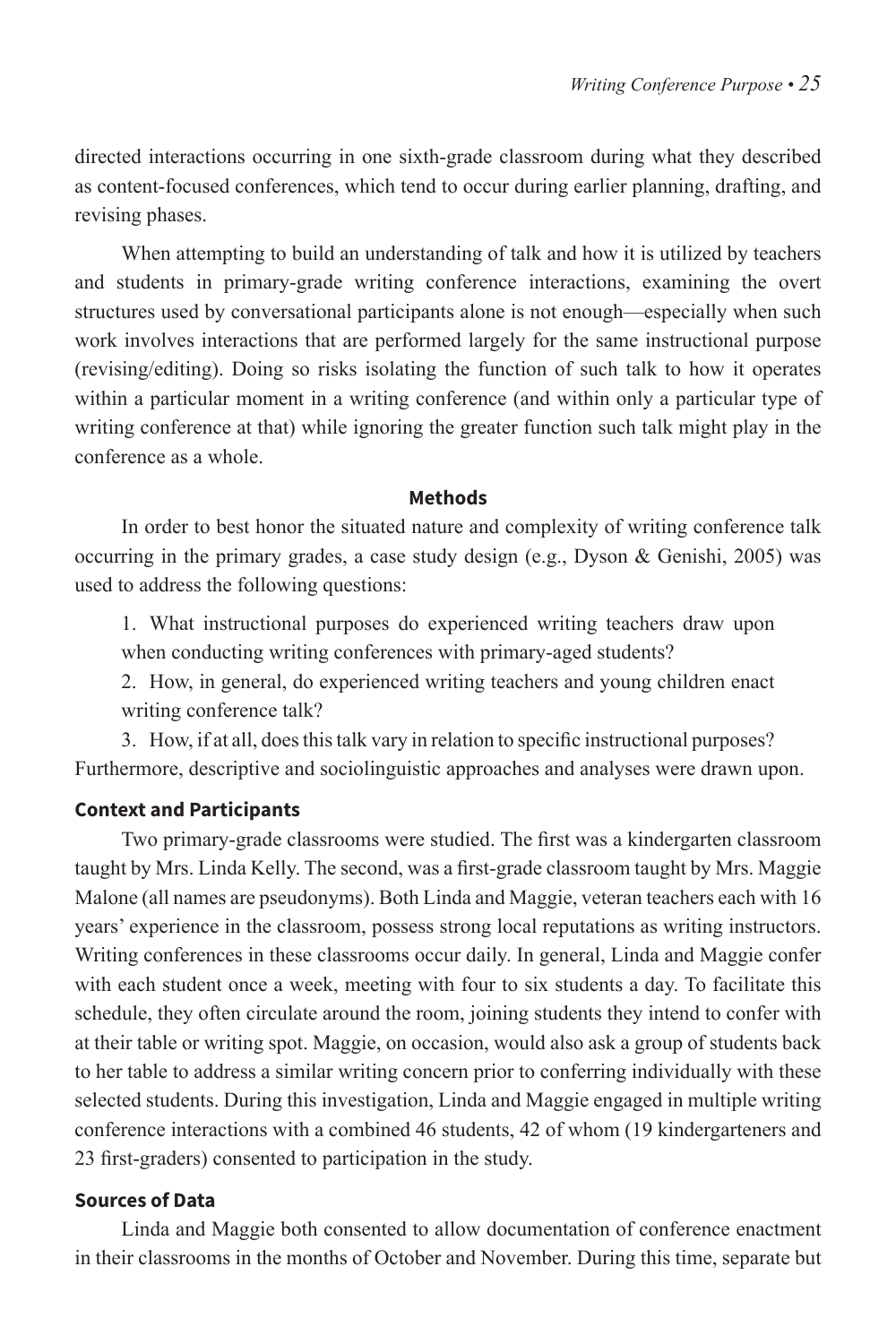directed interactions occurring in one sixth-grade classroom during what they described as content-focused conferences, which tend to occur during earlier planning, drafting, and revising phases.

When attempting to build an understanding of talk and how it is utilized by teachers and students in primary-grade writing conference interactions, examining the overt structures used by conversational participants alone is not enough—especially when such work involves interactions that are performed largely for the same instructional purpose (revising/editing). Doing so risks isolating the function of such talk to how it operates within a particular moment in a writing conference (and within only a particular type of writing conference at that) while ignoring the greater function such talk might play in the conference as a whole.

## Methods

In order to best honor the situated nature and complexity of writing conference talk occurring in the primary grades, a case study design (e.g., Dyson & Genishi, 2005) was used to address the following questions:

1. What instructional purposes do experienced writing teachers draw upon when conducting writing conferences with primary-aged students?
2. How, in general, do experienced writing teachers and young children enact writing conference talk?
3. How, if at all, does this talk vary in relation to specific instructional purposes?

Furthermore, descriptive and sociolinguistic approaches and analyses were drawn upon.

### Context and Participants

Two primary-grade classrooms were studied. The first was a kindergarten classroom taught by Mrs. Linda Kelly. The second, was a first-grade classroom taught by Mrs. Maggie Malone (all names are pseudonyms). Both Linda and Maggie, veteran teachers each with 16 years' experience in the classroom, possess strong local reputations as writing instructors. Writing conferences in these classrooms occur daily. In general, Linda and Maggie confer with each student once a week, meeting with four to six students a day. To facilitate this schedule, they often circulate around the room, joining students they intend to confer with at their table or writing spot. Maggie, on occasion, would also ask a group of students back to her table to address a similar writing concern prior to conferring individually with these selected students. During this investigation, Linda and Maggie engaged in multiple writing conference interactions with a combined 46 students, 42 of whom (19 kindergarteners and 23 first-graders) consented to participation in the study.

### Sources of Data

Linda and Maggie both consented to allow documentation of conference enactment in their classrooms in the months of October and November. During this time, separate but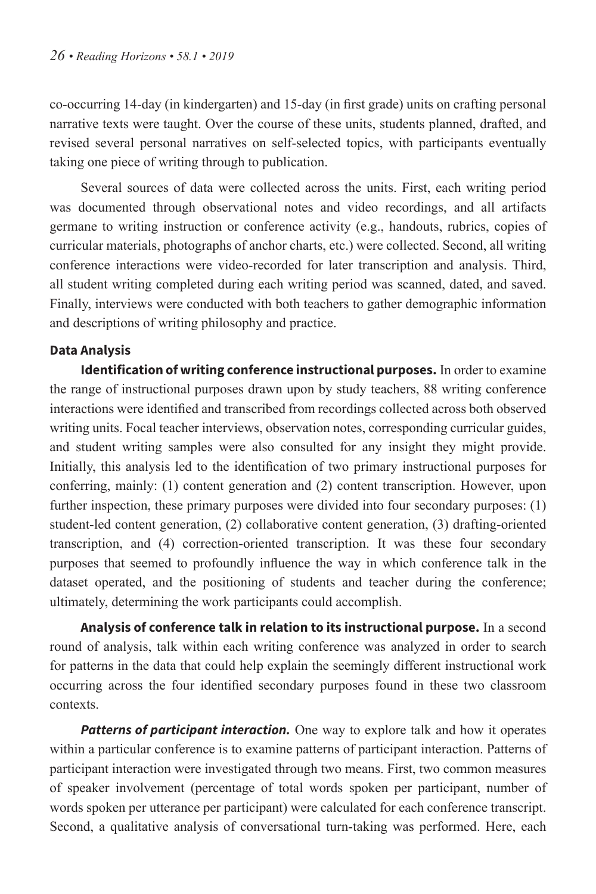co-occurring 14-day (in kindergarten) and 15-day (in first grade) units on crafting personal narrative texts were taught. Over the course of these units, students planned, drafted, and revised several personal narratives on self-selected topics, with participants eventually taking one piece of writing through to publication.

Several sources of data were collected across the units. First, each writing period was documented through observational notes and video recordings, and all artifacts germane to writing instruction or conference activity (e.g., handouts, rubrics, copies of curricular materials, photographs of anchor charts, etc.) were collected. Second, all writing conference interactions were video-recorded for later transcription and analysis. Third, all student writing completed during each writing period was scanned, dated, and saved. Finally, interviews were conducted with both teachers to gather demographic information and descriptions of writing philosophy and practice.

### Data Analysis

**Identification of writing conference instructional purposes.** In order to examine the range of instructional purposes drawn upon by study teachers, 88 writing conference interactions were identified and transcribed from recordings collected across both observed writing units. Focal teacher interviews, observation notes, corresponding curricular guides, and student writing samples were also consulted for any insight they might provide. Initially, this analysis led to the identification of two primary instructional purposes for conferring, mainly: (1) content generation and (2) content transcription. However, upon further inspection, these primary purposes were divided into four secondary purposes: (1) student-led content generation, (2) collaborative content generation, (3) drafting-oriented transcription, and (4) correction-oriented transcription. It was these four secondary purposes that seemed to profoundly influence the way in which conference talk in the dataset operated, and the positioning of students and teacher during the conference; ultimately, determining the work participants could accomplish.

**Analysis of conference talk in relation to its instructional purpose.** In a second round of analysis, talk within each writing conference was analyzed in order to search for patterns in the data that could help explain the seemingly different instructional work occurring across the four identified secondary purposes found in these two classroom contexts.

***Patterns of participant interaction.*** One way to explore talk and how it operates within a particular conference is to examine patterns of participant interaction. Patterns of participant interaction were investigated through two means. First, two common measures of speaker involvement (percentage of total words spoken per participant, number of words spoken per utterance per participant) were calculated for each conference transcript. Second, a qualitative analysis of conversational turn-taking was performed. Here, each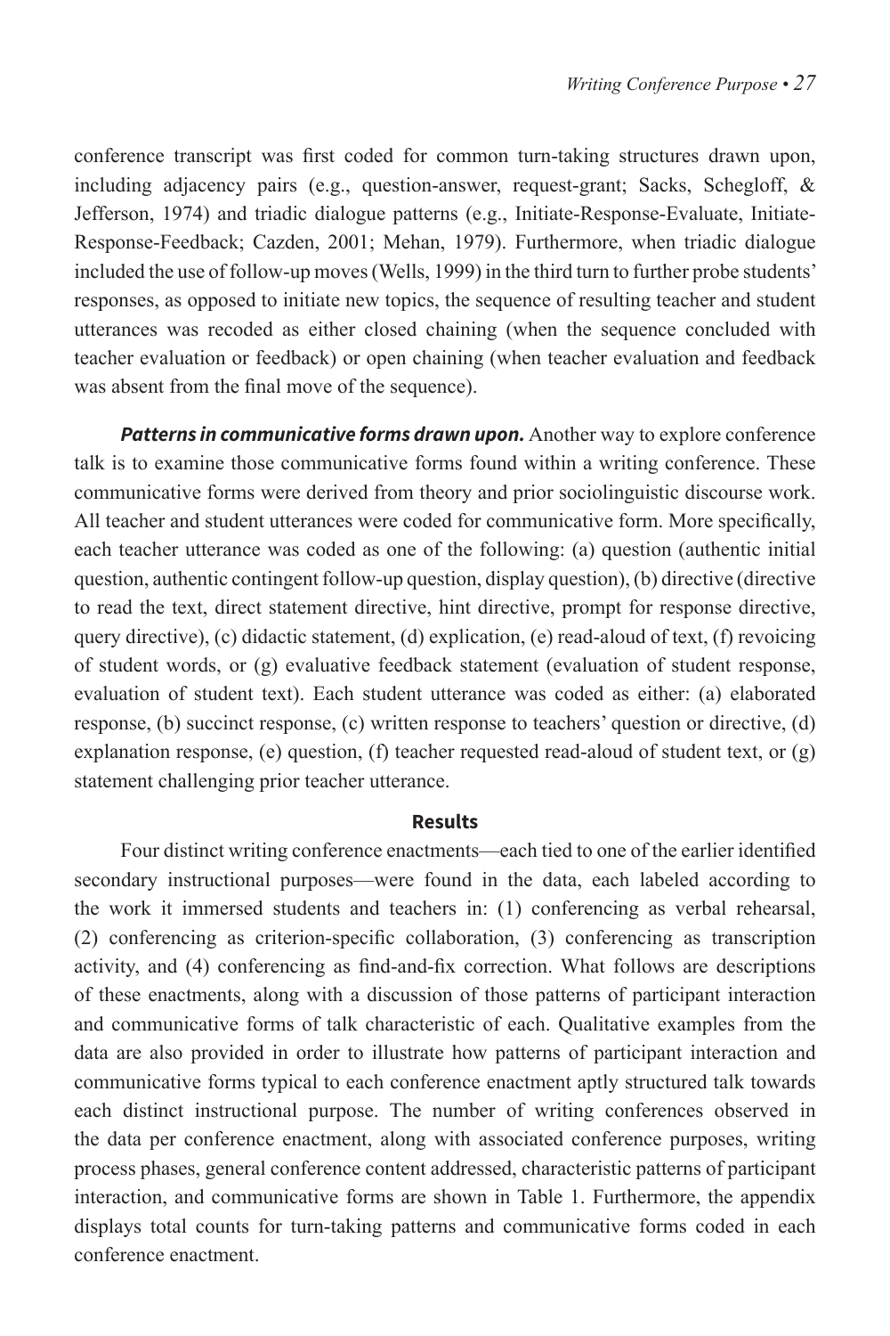conference transcript was first coded for common turn-taking structures drawn upon, including adjacency pairs (e.g., question-answer, request-grant; Sacks, Schegloff, & Jefferson, 1974) and triadic dialogue patterns (e.g., Initiate-Response-Evaluate, Initiate-Response-Feedback; Cazden, 2001; Mehan, 1979). Furthermore, when triadic dialogue included the use of follow-up moves (Wells, 1999) in the third turn to further probe students' responses, as opposed to initiate new topics, the sequence of resulting teacher and student utterances was recoded as either closed chaining (when the sequence concluded with teacher evaluation or feedback) or open chaining (when teacher evaluation and feedback was absent from the final move of the sequence).

***Patterns in communicative forms drawn upon.*** Another way to explore conference talk is to examine those communicative forms found within a writing conference. These communicative forms were derived from theory and prior sociolinguistic discourse work. All teacher and student utterances were coded for communicative form. More specifically, each teacher utterance was coded as one of the following: (a) question (authentic initial question, authentic contingent follow-up question, display question), (b) directive (directive to read the text, direct statement directive, hint directive, prompt for response directive, query directive), (c) didactic statement, (d) explication, (e) read-aloud of text, (f) revoicing of student words, or (g) evaluative feedback statement (evaluation of student response, evaluation of student text). Each student utterance was coded as either: (a) elaborated response, (b) succinct response, (c) written response to teachers' question or directive, (d) explanation response, (e) question, (f) teacher requested read-aloud of student text, or (g) statement challenging prior teacher utterance.

## Results

Four distinct writing conference enactments—each tied to one of the earlier identified secondary instructional purposes—were found in the data, each labeled according to the work it immersed students and teachers in: (1) conferencing as verbal rehearsal, (2) conferencing as criterion-specific collaboration, (3) conferencing as transcription activity, and (4) conferencing as find-and-fix correction. What follows are descriptions of these enactments, along with a discussion of those patterns of participant interaction and communicative forms of talk characteristic of each. Qualitative examples from the data are also provided in order to illustrate how patterns of participant interaction and communicative forms typical to each conference enactment aptly structured talk towards each distinct instructional purpose. The number of writing conferences observed in the data per conference enactment, along with associated conference purposes, writing process phases, general conference content addressed, characteristic patterns of participant interaction, and communicative forms are shown in Table 1. Furthermore, the appendix displays total counts for turn-taking patterns and communicative forms coded in each conference enactment.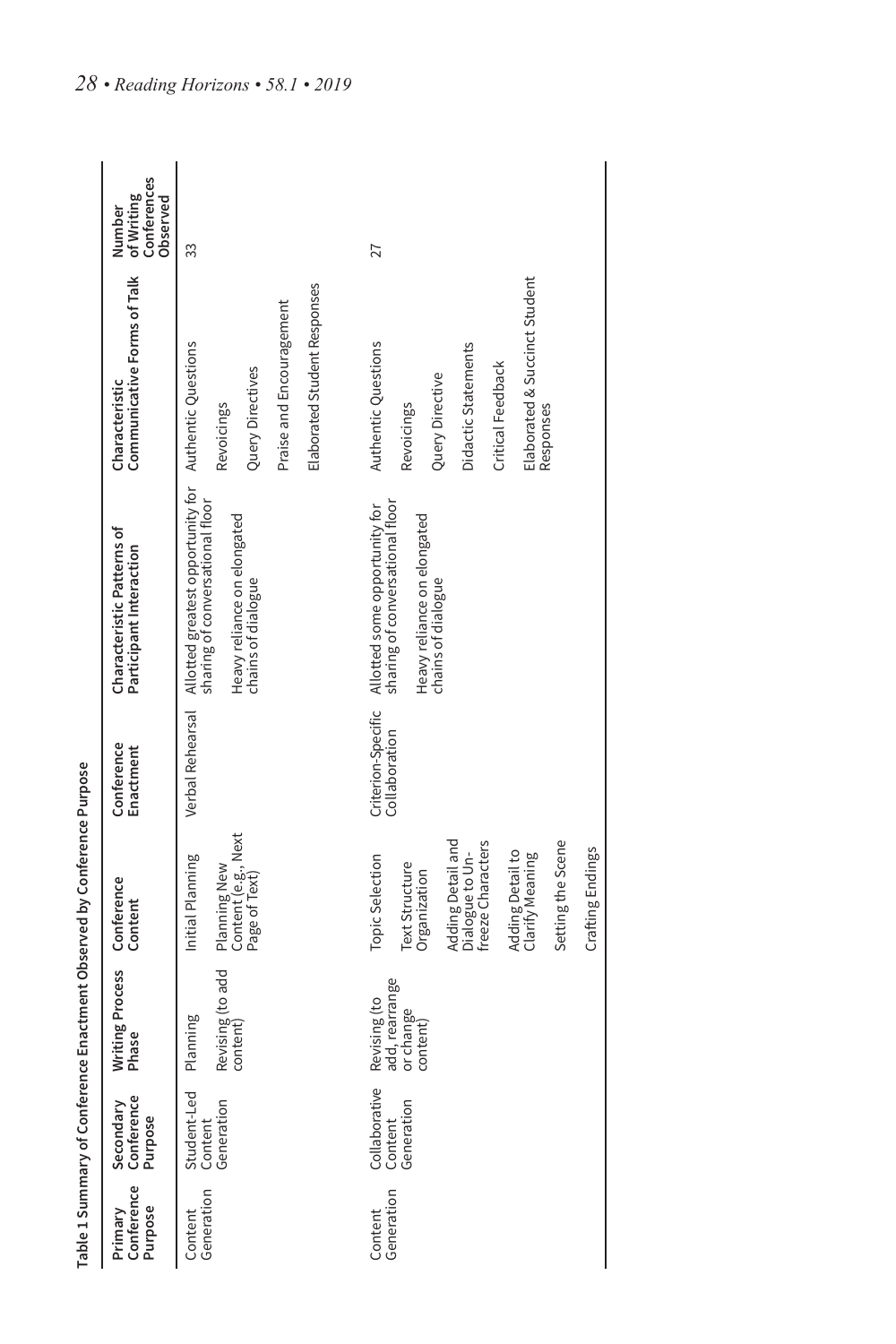**Table 1 Summary of Conference Enactment Observed by Conference Purpose**

| Primary Conference Purpose | Secondary Conference Purpose | Writing Process Phase | Conference Content | Conference Enactment | Characteristic Patterns of Participant Interaction | Characteristic Communicative Forms of Talk | Number of Writing Conferences Observed |
|---|---|---|---|---|---|---|---|
| Content Generation | Student-Led Content Generation | Planning<br><br>Revising (to add content) | Initial Planning<br><br>Planning New Content (e.g., Next Page of Text) | Verbal Rehearsal | Allotted greatest opportunity for sharing of conversational floor<br><br>Heavy reliance on elongated chains of dialogue | Authentic Questions<br><br>Revoicings<br><br>Query Directives<br><br>Praise and Encouragement<br><br>Elaborated Student Responses | 33 |
| Content Generation | Collaborative Content Generation | Revising (to add, rearrange or change content) | Topic Selection<br><br>Text Structure Organization<br><br>Adding Detail and Dialogue to Un-freeze Characters<br><br>Adding Detail to Clarify Meaning<br><br>Setting the Scene<br><br>Crafting Endings | Criterion-Specific Collaboration | Allotted some opportunity for sharing of conversational floor<br><br>Heavy reliance on elongated chains of dialogue | Authentic Questions<br><br>Revoicings<br><br>Query Directive<br><br>Didactic Statements<br><br>Critical Feedback<br><br>Elaborated & Succinct Student Responses | 27 |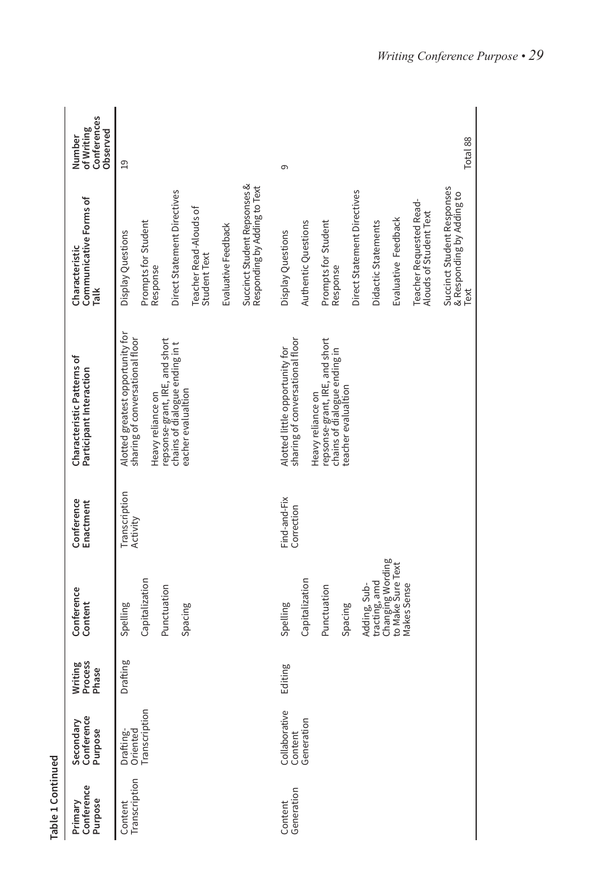**Table 1 Continued**

| Primary Conference Purpose | Secondary Conference Purpose | Writing Process Phase | Conference Content | Conference Enactment | Characteristic Patterns of Participant Interaction | Characteristic Communicative Forms of Talk | Number of Writing Conferences Observed |
|---|---|---|---|---|---|---|---|
| Content Transcription | Drafting-Oriented Transcription | Drafting | Spelling<br>Capitalization<br>Punctuation<br>Spacing | Transcription Activity | Alotted greatest opportunity for sharing of conversational floor<br>Heavy reliance on repsonse-grant, IRE, and short chains of dialogue ending in t eacher evaluation | Display Questions<br>Prompts for Student Response<br>Direct Statement Directives<br>Teacher Read-Alouds of Student Text<br>Evaluative Feedback<br>Succinct Student Repsonses & Responding by Adding to Text | 19 |
| Content Generation | Collaborative Content Generation | Editing | Spelling<br>Capitalization<br>Punctuation<br>Spacing<br>Adding, Sub-tracting, amd Changing Wording to Make Sure Text Makes Sense | Find-and-Fix Correction | Alotted little opportunity for sharing of conversational floor<br>Heavy reliance on repsonse-grant, IRE, and short chains of dialogue ending in teacher evaluation | Display Questions<br>Authentic Questions<br>Prompts for Student Response<br>Direct Statement Directives<br>Didactic Statements<br>Evaluative Feedback<br>Teacher Requested Read-Alouds of Student Text<br>Succinct Student Responses & Responding by Adding to Text | 9 |
| | | | | | | | Total 88 |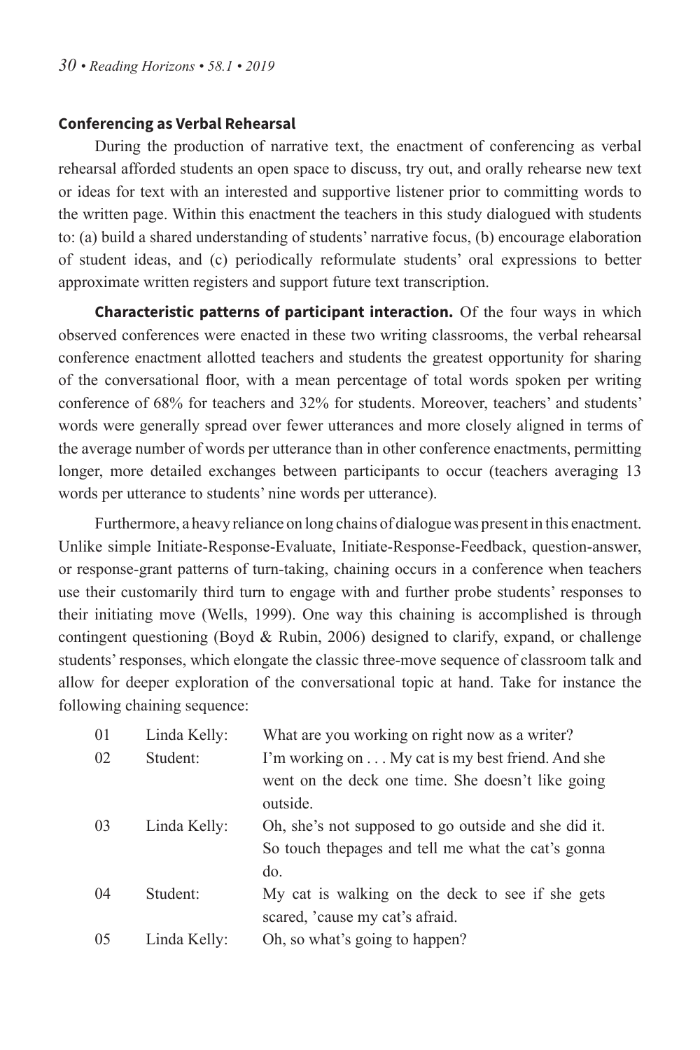### Conferencing as Verbal Rehearsal

During the production of narrative text, the enactment of conferencing as verbal rehearsal afforded students an open space to discuss, try out, and orally rehearse new text or ideas for text with an interested and supportive listener prior to committing words to the written page. Within this enactment the teachers in this study dialogued with students to: (a) build a shared understanding of students' narrative focus, (b) encourage elaboration of student ideas, and (c) periodically reformulate students' oral expressions to better approximate written registers and support future text transcription.

**Characteristic patterns of participant interaction.** Of the four ways in which observed conferences were enacted in these two writing classrooms, the verbal rehearsal conference enactment allotted teachers and students the greatest opportunity for sharing of the conversational floor, with a mean percentage of total words spoken per writing conference of 68% for teachers and 32% for students. Moreover, teachers' and students' words were generally spread over fewer utterances and more closely aligned in terms of the average number of words per utterance than in other conference enactments, permitting longer, more detailed exchanges between participants to occur (teachers averaging 13 words per utterance to students' nine words per utterance).

Furthermore, a heavy reliance on long chains of dialogue was present in this enactment. Unlike simple Initiate-Response-Evaluate, Initiate-Response-Feedback, question-answer, or response-grant patterns of turn-taking, chaining occurs in a conference when teachers use their customarily third turn to engage with and further probe students' responses to their initiating move (Wells, 1999). One way this chaining is accomplished is through contingent questioning (Boyd & Rubin, 2006) designed to clarify, expand, or challenge students' responses, which elongate the classic three-move sequence of classroom talk and allow for deeper exploration of the conversational topic at hand. Take for instance the following chaining sequence:

| | | |
|---|---|---|
| 01 | Linda Kelly: | What are you working on right now as a writer? |
| 02 | Student: | I'm working on . . . My cat is my best friend. And she went on the deck one time. She doesn't like going outside. |
| 03 | Linda Kelly: | Oh, she's not supposed to go outside and she did it. So touch thepages and tell me what the cat's gonna do. |
| 04 | Student: | My cat is walking on the deck to see if she gets scared, 'cause my cat's afraid. |
| 05 | Linda Kelly: | Oh, so what's going to happen? |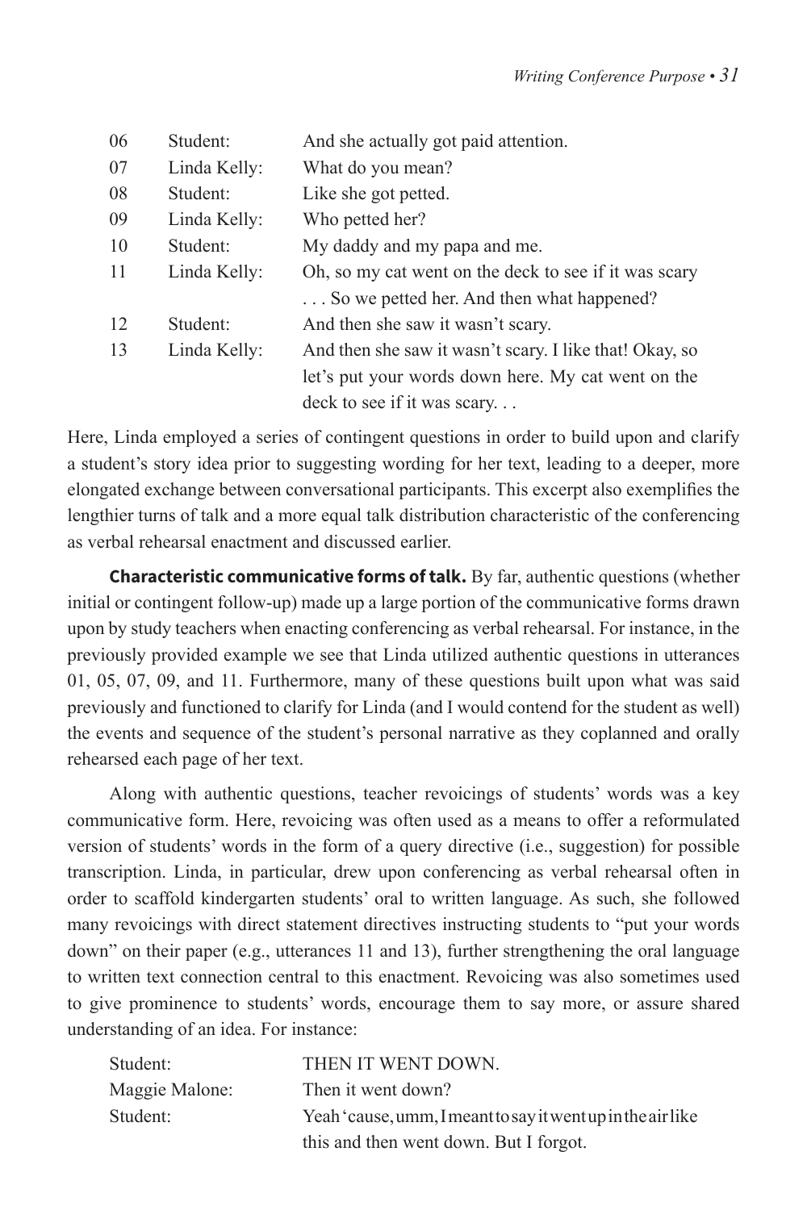| | | |
|---|---|---|
| 06 | Student: | And she actually got paid attention. |
| 07 | Linda Kelly: | What do you mean? |
| 08 | Student: | Like she got petted. |
| 09 | Linda Kelly: | Who petted her? |
| 10 | Student: | My daddy and my papa and me. |
| 11 | Linda Kelly: | Oh, so my cat went on the deck to see if it was scary . . . So we petted her. And then what happened? |
| 12 | Student: | And then she saw it wasn't scary. |
| 13 | Linda Kelly: | And then she saw it wasn't scary. I like that! Okay, so let's put your words down here. My cat went on the deck to see if it was scary. . . |

Here, Linda employed a series of contingent questions in order to build upon and clarify a student's story idea prior to suggesting wording for her text, leading to a deeper, more elongated exchange between conversational participants. This excerpt also exemplifies the lengthier turns of talk and a more equal talk distribution characteristic of the conferencing as verbal rehearsal enactment and discussed earlier.

**Characteristic communicative forms of talk.** By far, authentic questions (whether initial or contingent follow-up) made up a large portion of the communicative forms drawn upon by study teachers when enacting conferencing as verbal rehearsal. For instance, in the previously provided example we see that Linda utilized authentic questions in utterances 01, 05, 07, 09, and 11. Furthermore, many of these questions built upon what was said previously and functioned to clarify for Linda (and I would contend for the student as well) the events and sequence of the student's personal narrative as they coplanned and orally rehearsed each page of her text.

Along with authentic questions, teacher revoicings of students' words was a key communicative form. Here, revoicing was often used as a means to offer a reformulated version of students' words in the form of a query directive (i.e., suggestion) for possible transcription. Linda, in particular, drew upon conferencing as verbal rehearsal often in order to scaffold kindergarten students' oral to written language. As such, she followed many revoicings with direct statement directives instructing students to "put your words down" on their paper (e.g., utterances 11 and 13), further strengthening the oral language to written text connection central to this enactment. Revoicing was also sometimes used to give prominence to students' words, encourage them to say more, or assure shared understanding of an idea. For instance:

| | |
|---|---|
| Student: | THEN IT WENT DOWN. |
| Maggie Malone: | Then it went down? |
| Student: | Yeah 'cause, umm, I meant to say it went up in the air like this and then went down. But I forgot. |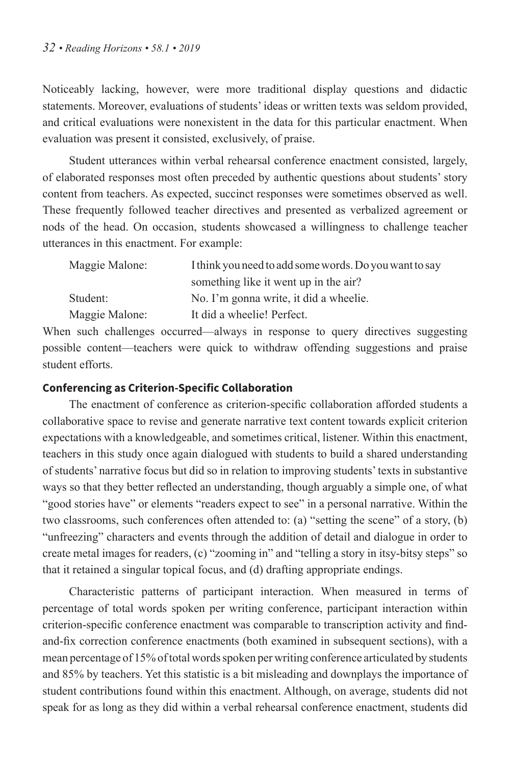Noticeably lacking, however, were more traditional display questions and didactic statements. Moreover, evaluations of students' ideas or written texts was seldom provided, and critical evaluations were nonexistent in the data for this particular enactment. When evaluation was present it consisted, exclusively, of praise.

Student utterances within verbal rehearsal conference enactment consisted, largely, of elaborated responses most often preceded by authentic questions about students' story content from teachers. As expected, succinct responses were sometimes observed as well. These frequently followed teacher directives and presented as verbalized agreement or nods of the head. On occasion, students showcased a willingness to challenge teacher utterances in this enactment. For example:

| | |
|---|---|
| Maggie Malone: | I think you need to add some words. Do you want to say something like it went up in the air? |
| Student: | No. I'm gonna write, it did a wheelie. |
| Maggie Malone: | It did a wheelie! Perfect. |

When such challenges occurred—always in response to query directives suggesting possible content—teachers were quick to withdraw offending suggestions and praise student efforts.

### Conferencing as Criterion-Specific Collaboration

The enactment of conference as criterion-specific collaboration afforded students a collaborative space to revise and generate narrative text content towards explicit criterion expectations with a knowledgeable, and sometimes critical, listener. Within this enactment, teachers in this study once again dialogued with students to build a shared understanding of students' narrative focus but did so in relation to improving students' texts in substantive ways so that they better reflected an understanding, though arguably a simple one, of what "good stories have" or elements "readers expect to see" in a personal narrative. Within the two classrooms, such conferences often attended to: (a) "setting the scene" of a story, (b) "unfreezing" characters and events through the addition of detail and dialogue in order to create metal images for readers, (c) "zooming in" and "telling a story in itsy-bitsy steps" so that it retained a singular topical focus, and (d) drafting appropriate endings.

Characteristic patterns of participant interaction. When measured in terms of percentage of total words spoken per writing conference, participant interaction within criterion-specific conference enactment was comparable to transcription activity and find-and-fix correction conference enactments (both examined in subsequent sections), with a mean percentage of 15% of total words spoken per writing conference articulated by students and 85% by teachers. Yet this statistic is a bit misleading and downplays the importance of student contributions found within this enactment. Although, on average, students did not speak for as long as they did within a verbal rehearsal conference enactment, students did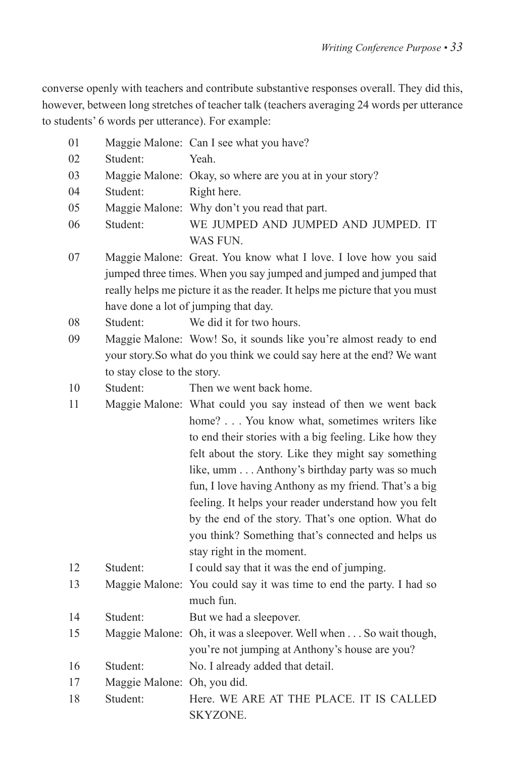converse openly with teachers and contribute substantive responses overall. They did this, however, between long stretches of teacher talk (teachers averaging 24 words per utterance to students' 6 words per utterance). For example:

| | | |
|---|---|---|
| 01 | Maggie Malone: | Can I see what you have? |
| 02 | Student: | Yeah. |
| 03 | Maggie Malone: | Okay, so where are you at in your story? |
| 04 | Student: | Right here. |
| 05 | Maggie Malone: | Why don't you read that part. |
| 06 | Student: | WE JUMPED AND JUMPED AND JUMPED. IT WAS FUN. |
| 07 | Maggie Malone: | Great. You know what I love. I love how you said jumped three times. When you say jumped and jumped and jumped that really helps me picture it as the reader. It helps me picture that you must have done a lot of jumping that day. |
| 08 | Student: | We did it for two hours. |
| 09 | Maggie Malone: | Wow! So, it sounds like you're almost ready to end your story.So what do you think we could say here at the end? We want to stay close to the story. |
| 10 | Student: | Then we went back home. |
| 11 | Maggie Malone: | What could you say instead of then we went back home? . . . You know what, sometimes writers like to end their stories with a big feeling. Like how they felt about the story. Like they might say something like, umm . . . Anthony's birthday party was so much fun, I love having Anthony as my friend. That's a big feeling. It helps your reader understand how you felt by the end of the story. That's one option. What do you think? Something that's connected and helps us stay right in the moment. |
| 12 | Student: | I could say that it was the end of jumping. |
| 13 | Maggie Malone: | You could say it was time to end the party. I had so much fun. |
| 14 | Student: | But we had a sleepover. |
| 15 | Maggie Malone: | Oh, it was a sleepover. Well when . . . So wait though, you're not jumping at Anthony's house are you? |
| 16 | Student: | No. I already added that detail. |
| 17 | Maggie Malone: | Oh, you did. |
| 18 | Student: | Here. WE ARE AT THE PLACE. IT IS CALLED SKYZONE. |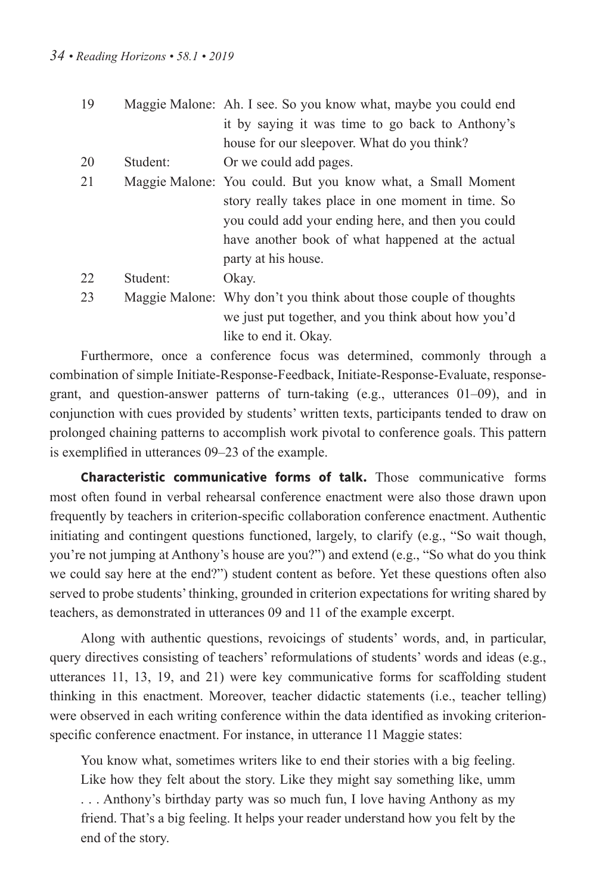| | | |
|---|---|---|
| 19 | Maggie Malone: | Ah. I see. So you know what, maybe you could end it by saying it was time to go back to Anthony's house for our sleepover. What do you think? |
| 20 | Student: | Or we could add pages. |
| 21 | Maggie Malone: | You could. But you know what, a Small Moment story really takes place in one moment in time. So you could add your ending here, and then you could have another book of what happened at the actual party at his house. |
| 22 | Student: | Okay. |
| 23 | Maggie Malone: | Why don't you think about those couple of thoughts we just put together, and you think about how you'd like to end it. Okay. |

Furthermore, once a conference focus was determined, commonly through a combination of simple Initiate-Response-Feedback, Initiate-Response-Evaluate, response-grant, and question-answer patterns of turn-taking (e.g., utterances 01–09), and in conjunction with cues provided by students' written texts, participants tended to draw on prolonged chaining patterns to accomplish work pivotal to conference goals. This pattern is exemplified in utterances 09–23 of the example.

**Characteristic communicative forms of talk.** Those communicative forms most often found in verbal rehearsal conference enactment were also those drawn upon frequently by teachers in criterion-specific collaboration conference enactment. Authentic initiating and contingent questions functioned, largely, to clarify (e.g., "So wait though, you're not jumping at Anthony's house are you?") and extend (e.g., "So what do you think we could say here at the end?") student content as before. Yet these questions often also served to probe students' thinking, grounded in criterion expectations for writing shared by teachers, as demonstrated in utterances 09 and 11 of the example excerpt.

Along with authentic questions, revoicings of students' words, and, in particular, query directives consisting of teachers' reformulations of students' words and ideas (e.g., utterances 11, 13, 19, and 21) were key communicative forms for scaffolding student thinking in this enactment. Moreover, teacher didactic statements (i.e., teacher telling) were observed in each writing conference within the data identified as invoking criterion-specific conference enactment. For instance, in utterance 11 Maggie states:

> You know what, sometimes writers like to end their stories with a big feeling. Like how they felt about the story. Like they might say something like, umm . . . Anthony's birthday party was so much fun, I love having Anthony as my friend. That's a big feeling. It helps your reader understand how you felt by the end of the story.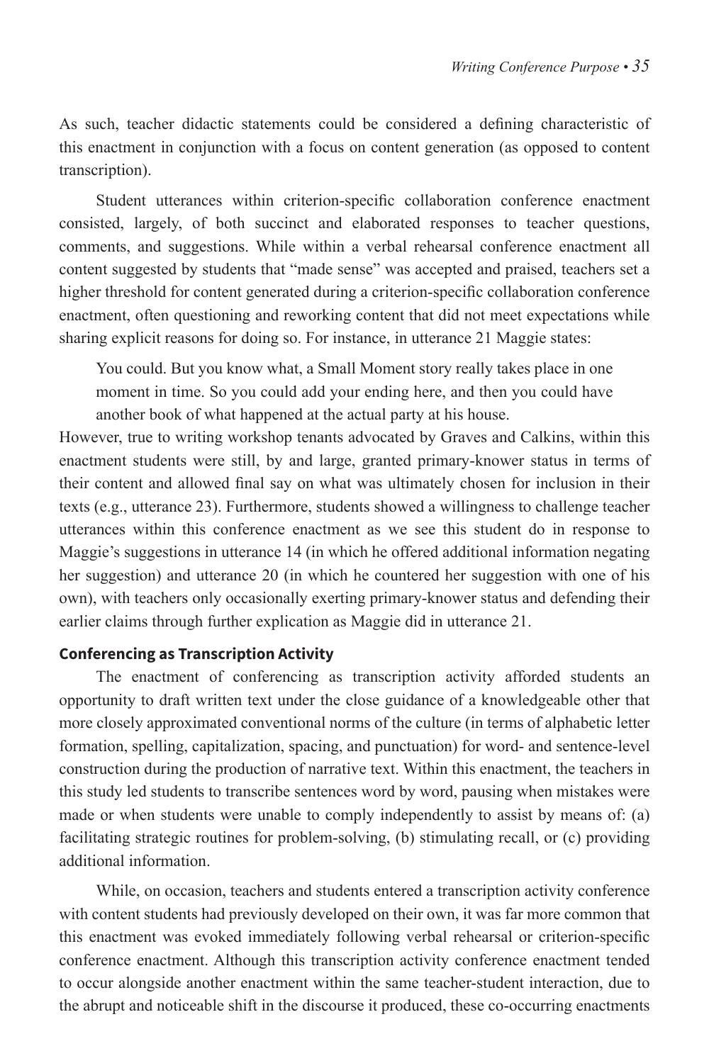As such, teacher didactic statements could be considered a defining characteristic of this enactment in conjunction with a focus on content generation (as opposed to content transcription).

Student utterances within criterion-specific collaboration conference enactment consisted, largely, of both succinct and elaborated responses to teacher questions, comments, and suggestions. While within a verbal rehearsal conference enactment all content suggested by students that "made sense" was accepted and praised, teachers set a higher threshold for content generated during a criterion-specific collaboration conference enactment, often questioning and reworking content that did not meet expectations while sharing explicit reasons for doing so. For instance, in utterance 21 Maggie states:

> You could. But you know what, a Small Moment story really takes place in one moment in time. So you could add your ending here, and then you could have another book of what happened at the actual party at his house.

However, true to writing workshop tenants advocated by Graves and Calkins, within this enactment students were still, by and large, granted primary-knower status in terms of their content and allowed final say on what was ultimately chosen for inclusion in their texts (e.g., utterance 23). Furthermore, students showed a willingness to challenge teacher utterances within this conference enactment as we see this student do in response to Maggie's suggestions in utterance 14 (in which he offered additional information negating her suggestion) and utterance 20 (in which he countered her suggestion with one of his own), with teachers only occasionally exerting primary-knower status and defending their earlier claims through further explication as Maggie did in utterance 21.

### Conferencing as Transcription Activity

The enactment of conferencing as transcription activity afforded students an opportunity to draft written text under the close guidance of a knowledgeable other that more closely approximated conventional norms of the culture (in terms of alphabetic letter formation, spelling, capitalization, spacing, and punctuation) for word- and sentence-level construction during the production of narrative text. Within this enactment, the teachers in this study led students to transcribe sentences word by word, pausing when mistakes were made or when students were unable to comply independently to assist by means of: (a) facilitating strategic routines for problem-solving, (b) stimulating recall, or (c) providing additional information.

While, on occasion, teachers and students entered a transcription activity conference with content students had previously developed on their own, it was far more common that this enactment was evoked immediately following verbal rehearsal or criterion-specific conference enactment. Although this transcription activity conference enactment tended to occur alongside another enactment within the same teacher-student interaction, due to the abrupt and noticeable shift in the discourse it produced, these co-occurring enactments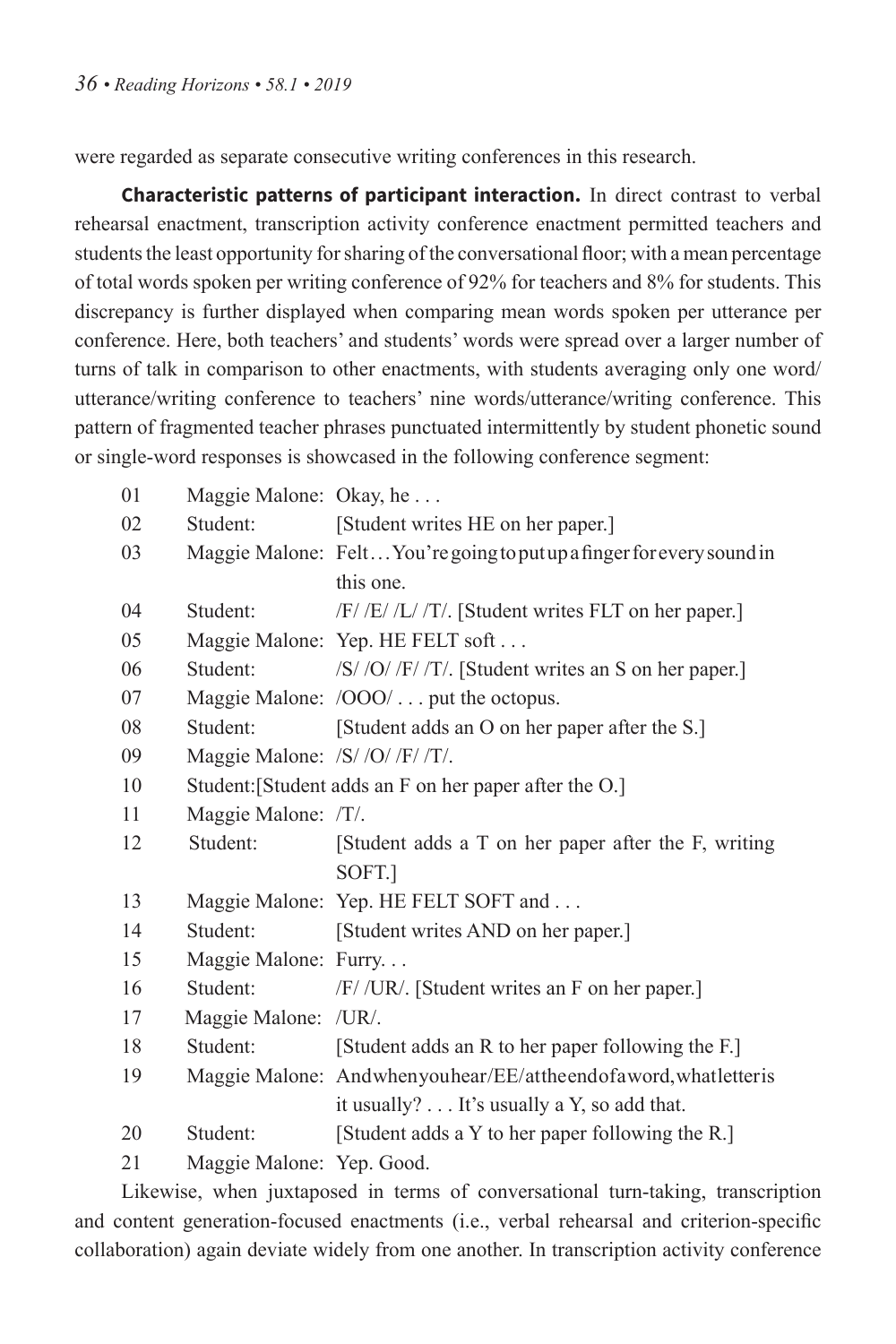were regarded as separate consecutive writing conferences in this research.

**Characteristic patterns of participant interaction.** In direct contrast to verbal rehearsal enactment, transcription activity conference enactment permitted teachers and students the least opportunity for sharing of the conversational floor; with a mean percentage of total words spoken per writing conference of 92% for teachers and 8% for students. This discrepancy is further displayed when comparing mean words spoken per utterance per conference. Here, both teachers' and students' words were spread over a larger number of turns of talk in comparison to other enactments, with students averaging only one word/utterance/writing conference to teachers' nine words/utterance/writing conference. This pattern of fragmented teacher phrases punctuated intermittently by student phonetic sound or single-word responses is showcased in the following conference segment:

| | | |
|---|---|---|
| 01 | Maggie Malone: | Okay, he . . . |
| 02 | Student: | [Student writes HE on her paper.] |
| 03 | Maggie Malone: | Felt . . . You're going to put up a finger for every sound in this one. |
| 04 | Student: | /F/ /E/ /L/ /T/. [Student writes FLT on her paper.] |
| 05 | Maggie Malone: | Yep. HE FELT soft . . . |
| 06 | Student: | /S/ /O/ /F/ /T/. [Student writes an S on her paper.] |
| 07 | Maggie Malone: | /OOO/ . . . put the octopus. |
| 08 | Student: | [Student adds an O on her paper after the S.] |
| 09 | Maggie Malone: | /S/ /O/ /F/ /T/. |
| 10 | Student: | [Student adds an F on her paper after the O.] |
| 11 | Maggie Malone: | /T/. |
| 12 | Student: | [Student adds a T on her paper after the F, writing SOFT.] |
| 13 | Maggie Malone: | Yep. HE FELT SOFT and . . . |
| 14 | Student: | [Student writes AND on her paper.] |
| 15 | Maggie Malone: | Furry. . . |
| 16 | Student: | /F/ /UR/. [Student writes an F on her paper.] |
| 17 | Maggie Malone: | /UR/. |
| 18 | Student: | [Student adds an R to her paper following the F.] |
| 19 | Maggie Malone: | And when you hear /EE/ at the end of a word, what letter is it usually? . . . It's usually a Y, so add that. |
| 20 | Student: | [Student adds a Y to her paper following the R.] |
| 21 | Maggie Malone: | Yep. Good. |

Likewise, when juxtaposed in terms of conversational turn-taking, transcription and content generation-focused enactments (i.e., verbal rehearsal and criterion-specific collaboration) again deviate widely from one another. In transcription activity conference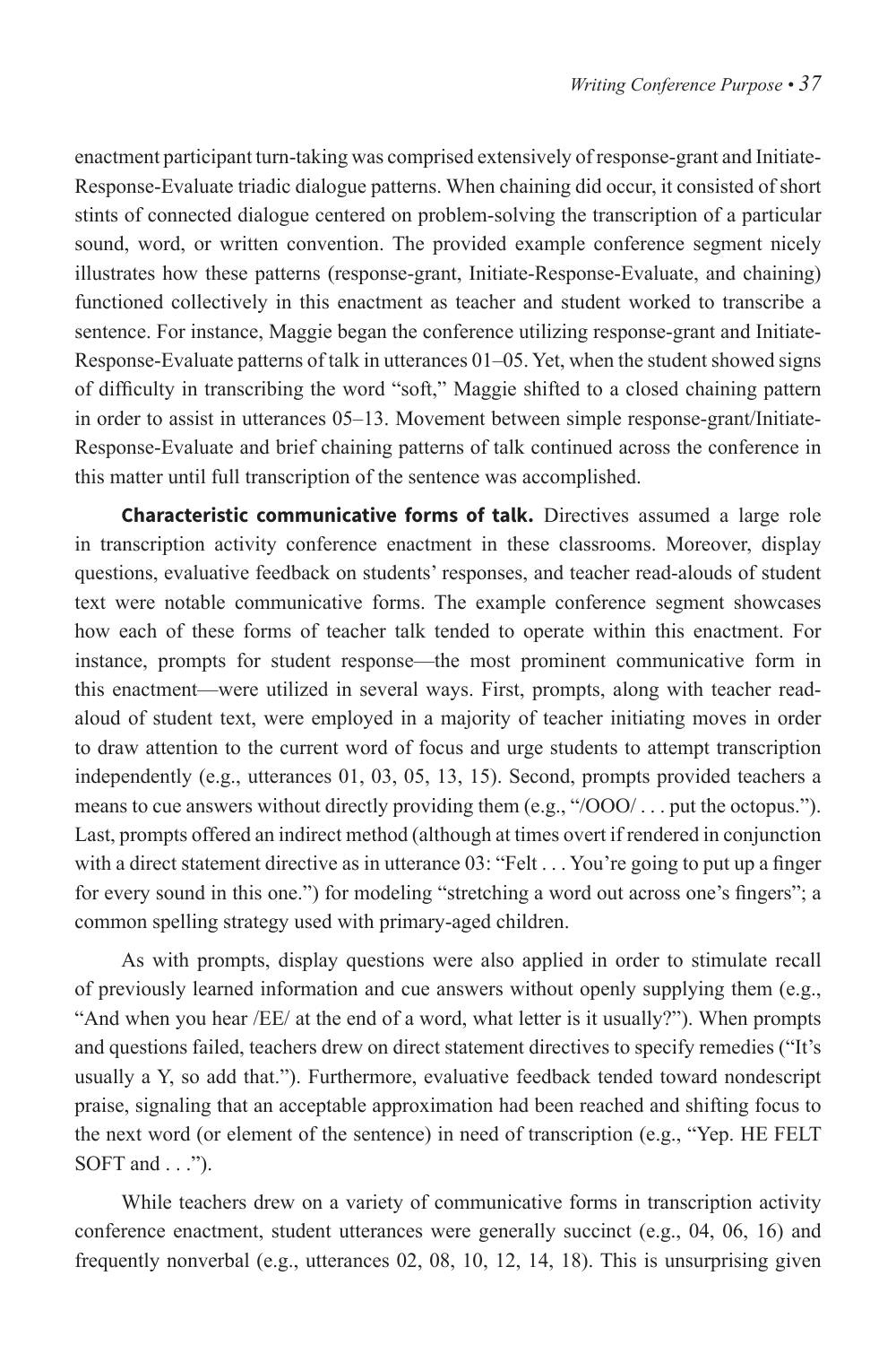enactment participant turn-taking was comprised extensively of response-grant and Initiate-Response-Evaluate triadic dialogue patterns. When chaining did occur, it consisted of short stints of connected dialogue centered on problem-solving the transcription of a particular sound, word, or written convention. The provided example conference segment nicely illustrates how these patterns (response-grant, Initiate-Response-Evaluate, and chaining) functioned collectively in this enactment as teacher and student worked to transcribe a sentence. For instance, Maggie began the conference utilizing response-grant and Initiate-Response-Evaluate patterns of talk in utterances 01–05. Yet, when the student showed signs of difficulty in transcribing the word "soft," Maggie shifted to a closed chaining pattern in order to assist in utterances 05–13. Movement between simple response-grant/Initiate-Response-Evaluate and brief chaining patterns of talk continued across the conference in this matter until full transcription of the sentence was accomplished.

**Characteristic communicative forms of talk.** Directives assumed a large role in transcription activity conference enactment in these classrooms. Moreover, display questions, evaluative feedback on students' responses, and teacher read-alouds of student text were notable communicative forms. The example conference segment showcases how each of these forms of teacher talk tended to operate within this enactment. For instance, prompts for student response—the most prominent communicative form in this enactment—were utilized in several ways. First, prompts, along with teacher read-aloud of student text, were employed in a majority of teacher initiating moves in order to draw attention to the current word of focus and urge students to attempt transcription independently (e.g., utterances 01, 03, 05, 13, 15). Second, prompts provided teachers a means to cue answers without directly providing them (e.g., "/OOO/ . . . put the octopus."). Last, prompts offered an indirect method (although at times overt if rendered in conjunction with a direct statement directive as in utterance 03: "Felt . . . You're going to put up a finger for every sound in this one.") for modeling "stretching a word out across one's fingers"; a common spelling strategy used with primary-aged children.

As with prompts, display questions were also applied in order to stimulate recall of previously learned information and cue answers without openly supplying them (e.g., "And when you hear /EE/ at the end of a word, what letter is it usually?"). When prompts and questions failed, teachers drew on direct statement directives to specify remedies ("It's usually a Y, so add that."). Furthermore, evaluative feedback tended toward nondescript praise, signaling that an acceptable approximation had been reached and shifting focus to the next word (or element of the sentence) in need of transcription (e.g., "Yep. HE FELT SOFT and . . .").

While teachers drew on a variety of communicative forms in transcription activity conference enactment, student utterances were generally succinct (e.g., 04, 06, 16) and frequently nonverbal (e.g., utterances 02, 08, 10, 12, 14, 18). This is unsurprising given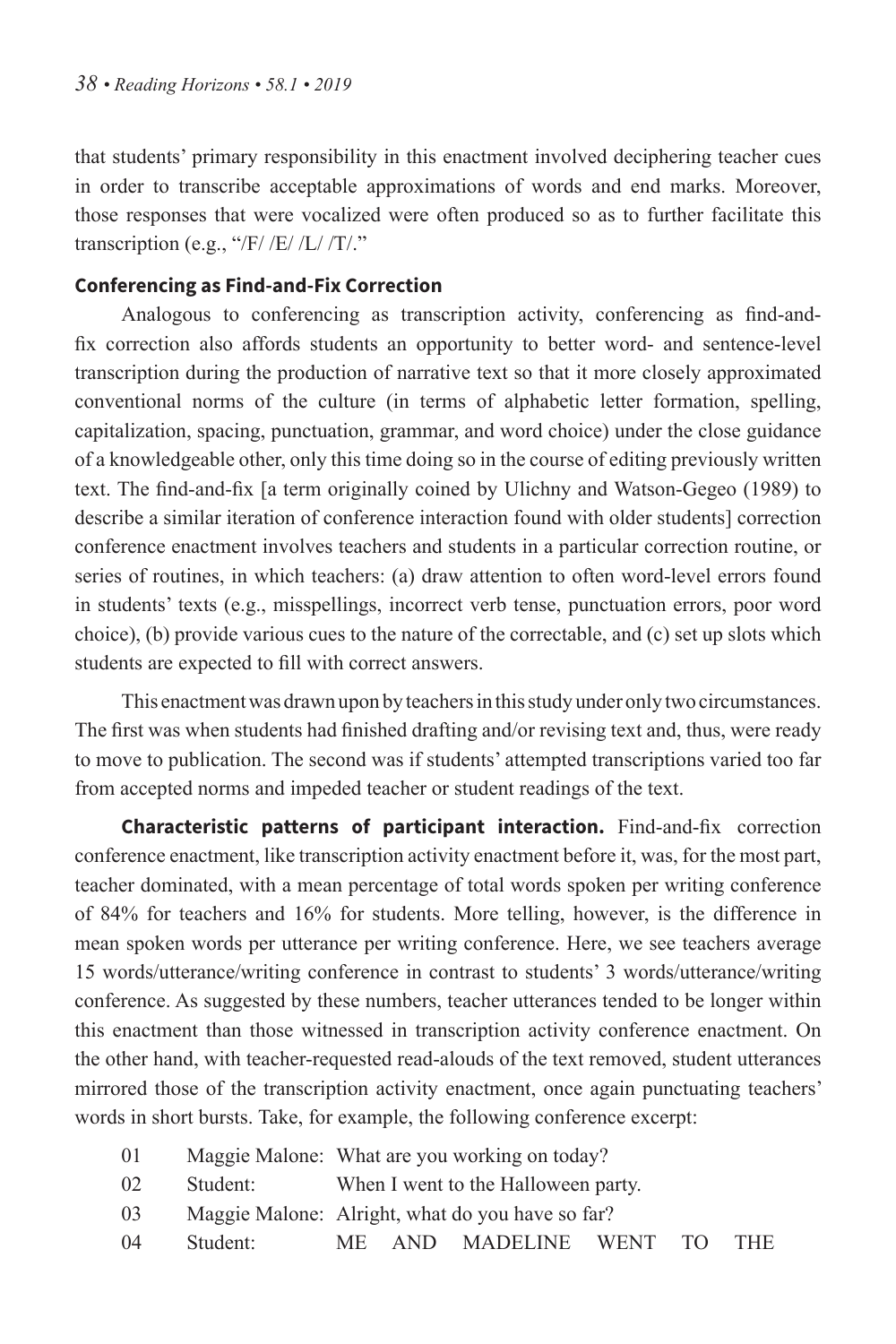that students' primary responsibility in this enactment involved deciphering teacher cues in order to transcribe acceptable approximations of words and end marks. Moreover, those responses that were vocalized were often produced so as to further facilitate this transcription (e.g., "/F/ /E/ /L/ /T/."

### Conferencing as Find-and-Fix Correction

Analogous to conferencing as transcription activity, conferencing as find-and-fix correction also affords students an opportunity to better word- and sentence-level transcription during the production of narrative text so that it more closely approximated conventional norms of the culture (in terms of alphabetic letter formation, spelling, capitalization, spacing, punctuation, grammar, and word choice) under the close guidance of a knowledgeable other, only this time doing so in the course of editing previously written text. The find-and-fix [a term originally coined by Ulichny and Watson-Gegeo (1989) to describe a similar iteration of conference interaction found with older students] correction conference enactment involves teachers and students in a particular correction routine, or series of routines, in which teachers: (a) draw attention to often word-level errors found in students' texts (e.g., misspellings, incorrect verb tense, punctuation errors, poor word choice), (b) provide various cues to the nature of the correctable, and (c) set up slots which students are expected to fill with correct answers.

This enactment was drawn upon by teachers in this study under only two circumstances. The first was when students had finished drafting and/or revising text and, thus, were ready to move to publication. The second was if students' attempted transcriptions varied too far from accepted norms and impeded teacher or student readings of the text.

**Characteristic patterns of participant interaction.** Find-and-fix correction conference enactment, like transcription activity enactment before it, was, for the most part, teacher dominated, with a mean percentage of total words spoken per writing conference of 84% for teachers and 16% for students. More telling, however, is the difference in mean spoken words per utterance per writing conference. Here, we see teachers average 15 words/utterance/writing conference in contrast to students' 3 words/utterance/writing conference. As suggested by these numbers, teacher utterances tended to be longer within this enactment than those witnessed in transcription activity conference enactment. On the other hand, with teacher-requested read-alouds of the text removed, student utterances mirrored those of the transcription activity enactment, once again punctuating teachers' words in short bursts. Take, for example, the following conference excerpt:

| | | |
|---|---|---|
| 01 | Maggie Malone: | What are you working on today? |
| 02 | Student: | When I went to the Halloween party. |
| 03 | Maggie Malone: | Alright, what do you have so far? |
| 04 | Student: | ME AND MADELINE WENT TO THE |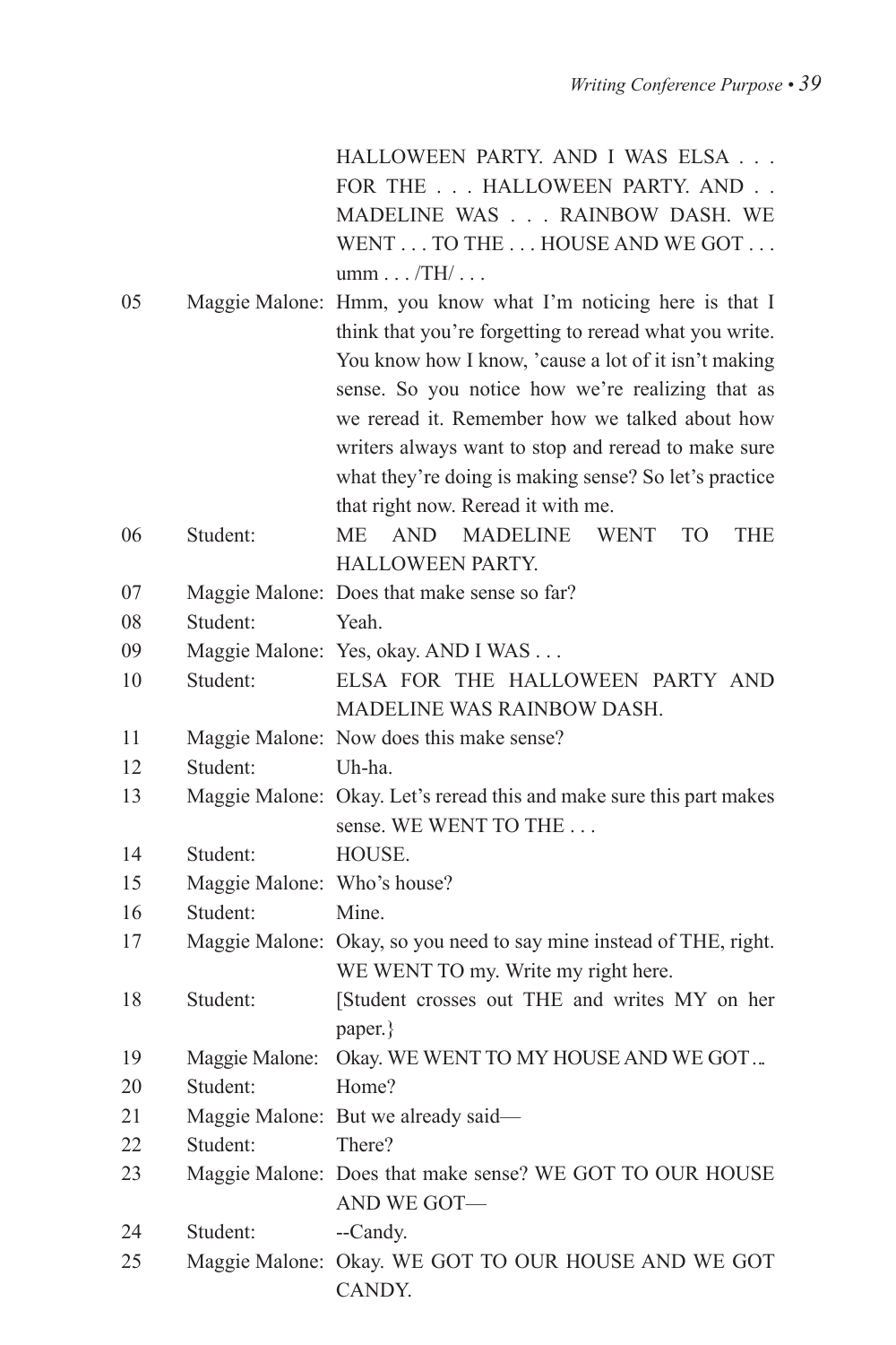| | | |
|---|---|---|
| | | HALLOWEEN PARTY. AND I WAS ELSA . . . FOR THE . . . HALLOWEEN PARTY. AND . . MADELINE WAS . . . RAINBOW DASH. WE WENT . . . TO THE . . . HOUSE AND WE GOT . . . umm . . . /TH/ . . . |
| 05 | Maggie Malone: | Hmm, you know what I'm noticing here is that I think that you're forgetting to reread what you write. You know how I know, 'cause a lot of it isn't making sense. So you notice how we're realizing that as we reread it. Remember how we talked about how writers always want to stop and reread to make sure what they're doing is making sense? So let's practice that right now. Reread it with me. |
| 06 | Student: | ME AND MADELINE WENT TO THE HALLOWEEN PARTY. |
| 07 | Maggie Malone: | Does that make sense so far? |
| 08 | Student: | Yeah. |
| 09 | Maggie Malone: | Yes, okay. AND I WAS . . . |
| 10 | Student: | ELSA FOR THE HALLOWEEN PARTY AND MADELINE WAS RAINBOW DASH. |
| 11 | Maggie Malone: | Now does this make sense? |
| 12 | Student: | Uh-ha. |
| 13 | Maggie Malone: | Okay. Let's reread this and make sure this part makes sense. WE WENT TO THE . . . |
| 14 | Student: | HOUSE. |
| 15 | Maggie Malone: | Who's house? |
| 16 | Student: | Mine. |
| 17 | Maggie Malone: | Okay, so you need to say mine instead of THE, right. WE WENT TO my. Write my right here. |
| 18 | Student: | [Student crosses out THE and writes MY on her paper.} |
| 19 | Maggie Malone: | Okay. WE WENT TO MY HOUSE AND WE GOT . .. |
| 20 | Student: | Home? |
| 21 | Maggie Malone: | But we already said— |
| 22 | Student: | There? |
| 23 | Maggie Malone: | Does that make sense? WE GOT TO OUR HOUSE AND WE GOT— |
| 24 | Student: | --Candy. |
| 25 | Maggie Malone: | Okay. WE GOT TO OUR HOUSE AND WE GOT CANDY. |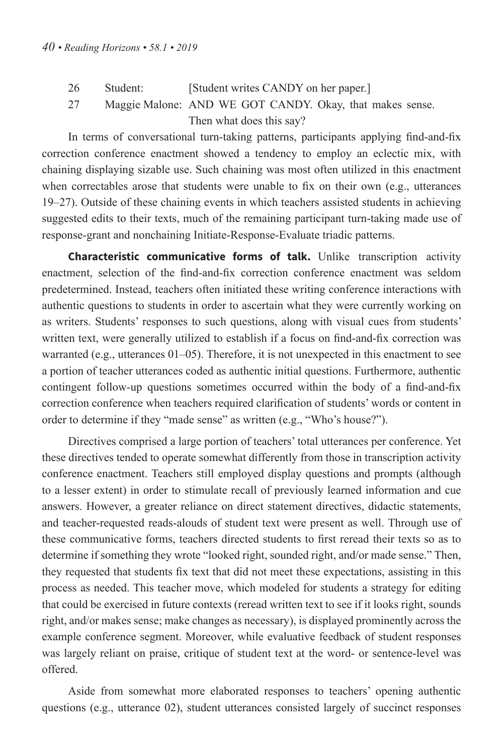26 Student: [Student writes CANDY on her paper.]

27 Maggie Malone: AND WE GOT CANDY. Okay, that makes sense. Then what does this say?

In terms of conversational turn-taking patterns, participants applying find-and-fix correction conference enactment showed a tendency to employ an eclectic mix, with chaining displaying sizable use. Such chaining was most often utilized in this enactment when correctables arose that students were unable to fix on their own (e.g., utterances 19–27). Outside of these chaining events in which teachers assisted students in achieving suggested edits to their texts, much of the remaining participant turn-taking made use of response-grant and nonchaining Initiate-Response-Evaluate triadic patterns.

**Characteristic communicative forms of talk.** Unlike transcription activity enactment, selection of the find-and-fix correction conference enactment was seldom predetermined. Instead, teachers often initiated these writing conference interactions with authentic questions to students in order to ascertain what they were currently working on as writers. Students' responses to such questions, along with visual cues from students' written text, were generally utilized to establish if a focus on find-and-fix correction was warranted (e.g., utterances 01–05). Therefore, it is not unexpected in this enactment to see a portion of teacher utterances coded as authentic initial questions. Furthermore, authentic contingent follow-up questions sometimes occurred within the body of a find-and-fix correction conference when teachers required clarification of students' words or content in order to determine if they "made sense" as written (e.g., "Who's house?").

Directives comprised a large portion of teachers' total utterances per conference. Yet these directives tended to operate somewhat differently from those in transcription activity conference enactment. Teachers still employed display questions and prompts (although to a lesser extent) in order to stimulate recall of previously learned information and cue answers. However, a greater reliance on direct statement directives, didactic statements, and teacher-requested reads-alouds of student text were present as well. Through use of these communicative forms, teachers directed students to first reread their texts so as to determine if something they wrote "looked right, sounded right, and/or made sense." Then, they requested that students fix text that did not meet these expectations, assisting in this process as needed. This teacher move, which modeled for students a strategy for editing that could be exercised in future contexts (reread written text to see if it looks right, sounds right, and/or makes sense; make changes as necessary), is displayed prominently across the example conference segment. Moreover, while evaluative feedback of student responses was largely reliant on praise, critique of student text at the word- or sentence-level was offered.

Aside from somewhat more elaborated responses to teachers' opening authentic questions (e.g., utterance 02), student utterances consisted largely of succinct responses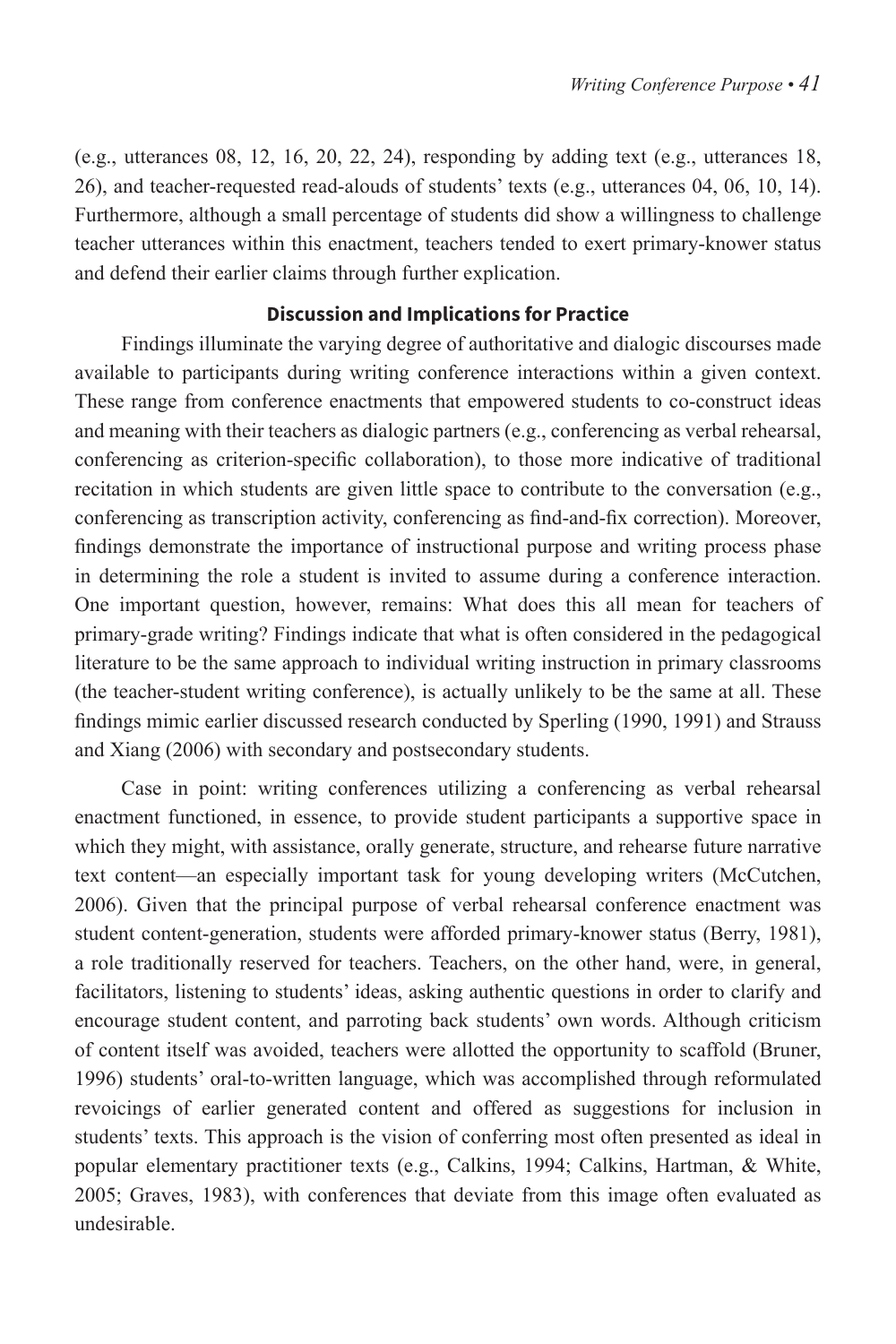(e.g., utterances 08, 12, 16, 20, 22, 24), responding by adding text (e.g., utterances 18, 26), and teacher-requested read-alouds of students' texts (e.g., utterances 04, 06, 10, 14). Furthermore, although a small percentage of students did show a willingness to challenge teacher utterances within this enactment, teachers tended to exert primary-knower status and defend their earlier claims through further explication.

## Discussion and Implications for Practice

Findings illuminate the varying degree of authoritative and dialogic discourses made available to participants during writing conference interactions within a given context. These range from conference enactments that empowered students to co-construct ideas and meaning with their teachers as dialogic partners (e.g., conferencing as verbal rehearsal, conferencing as criterion-specific collaboration), to those more indicative of traditional recitation in which students are given little space to contribute to the conversation (e.g., conferencing as transcription activity, conferencing as find-and-fix correction). Moreover, findings demonstrate the importance of instructional purpose and writing process phase in determining the role a student is invited to assume during a conference interaction. One important question, however, remains: What does this all mean for teachers of primary-grade writing? Findings indicate that what is often considered in the pedagogical literature to be the same approach to individual writing instruction in primary classrooms (the teacher-student writing conference), is actually unlikely to be the same at all. These findings mimic earlier discussed research conducted by Sperling (1990, 1991) and Strauss and Xiang (2006) with secondary and postsecondary students.

Case in point: writing conferences utilizing a conferencing as verbal rehearsal enactment functioned, in essence, to provide student participants a supportive space in which they might, with assistance, orally generate, structure, and rehearse future narrative text content—an especially important task for young developing writers (McCutchen, 2006). Given that the principal purpose of verbal rehearsal conference enactment was student content-generation, students were afforded primary-knower status (Berry, 1981), a role traditionally reserved for teachers. Teachers, on the other hand, were, in general, facilitators, listening to students' ideas, asking authentic questions in order to clarify and encourage student content, and parroting back students' own words. Although criticism of content itself was avoided, teachers were allotted the opportunity to scaffold (Bruner, 1996) students' oral-to-written language, which was accomplished through reformulated revoicings of earlier generated content and offered as suggestions for inclusion in students' texts. This approach is the vision of conferring most often presented as ideal in popular elementary practitioner texts (e.g., Calkins, 1994; Calkins, Hartman, & White, 2005; Graves, 1983), with conferences that deviate from this image often evaluated as undesirable.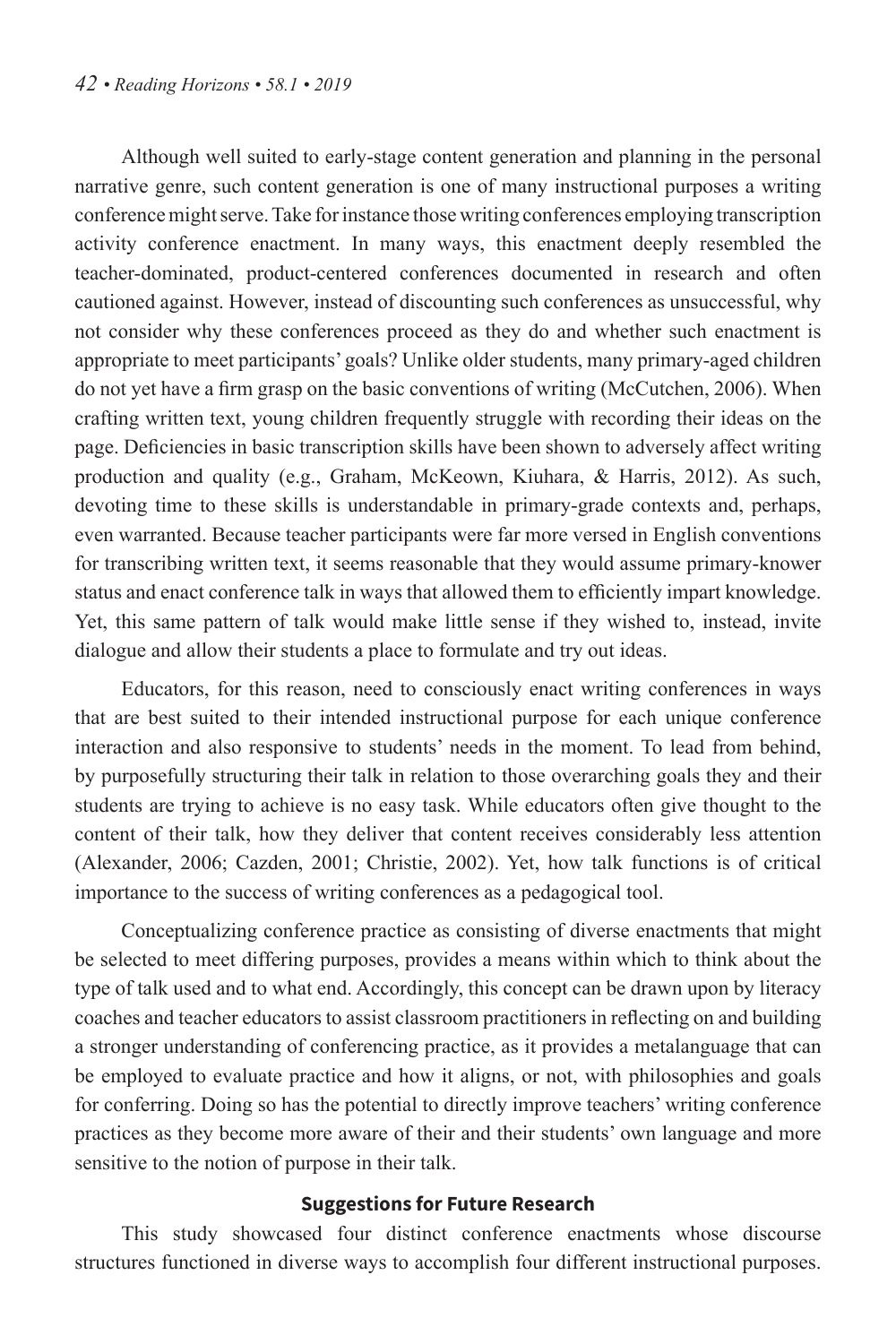Although well suited to early-stage content generation and planning in the personal narrative genre, such content generation is one of many instructional purposes a writing conference might serve. Take for instance those writing conferences employing transcription activity conference enactment. In many ways, this enactment deeply resembled the teacher-dominated, product-centered conferences documented in research and often cautioned against. However, instead of discounting such conferences as unsuccessful, why not consider why these conferences proceed as they do and whether such enactment is appropriate to meet participants' goals? Unlike older students, many primary-aged children do not yet have a firm grasp on the basic conventions of writing (McCutchen, 2006). When crafting written text, young children frequently struggle with recording their ideas on the page. Deficiencies in basic transcription skills have been shown to adversely affect writing production and quality (e.g., Graham, McKeown, Kiuhara, & Harris, 2012). As such, devoting time to these skills is understandable in primary-grade contexts and, perhaps, even warranted. Because teacher participants were far more versed in English conventions for transcribing written text, it seems reasonable that they would assume primary-knower status and enact conference talk in ways that allowed them to efficiently impart knowledge. Yet, this same pattern of talk would make little sense if they wished to, instead, invite dialogue and allow their students a place to formulate and try out ideas.

Educators, for this reason, need to consciously enact writing conferences in ways that are best suited to their intended instructional purpose for each unique conference interaction and also responsive to students' needs in the moment. To lead from behind, by purposefully structuring their talk in relation to those overarching goals they and their students are trying to achieve is no easy task. While educators often give thought to the content of their talk, how they deliver that content receives considerably less attention (Alexander, 2006; Cazden, 2001; Christie, 2002). Yet, how talk functions is of critical importance to the success of writing conferences as a pedagogical tool.

Conceptualizing conference practice as consisting of diverse enactments that might be selected to meet differing purposes, provides a means within which to think about the type of talk used and to what end. Accordingly, this concept can be drawn upon by literacy coaches and teacher educators to assist classroom practitioners in reflecting on and building a stronger understanding of conferencing practice, as it provides a metalanguage that can be employed to evaluate practice and how it aligns, or not, with philosophies and goals for conferring. Doing so has the potential to directly improve teachers' writing conference practices as they become more aware of their and their students' own language and more sensitive to the notion of purpose in their talk.

### Suggestions for Future Research

This study showcased four distinct conference enactments whose discourse structures functioned in diverse ways to accomplish four different instructional purposes.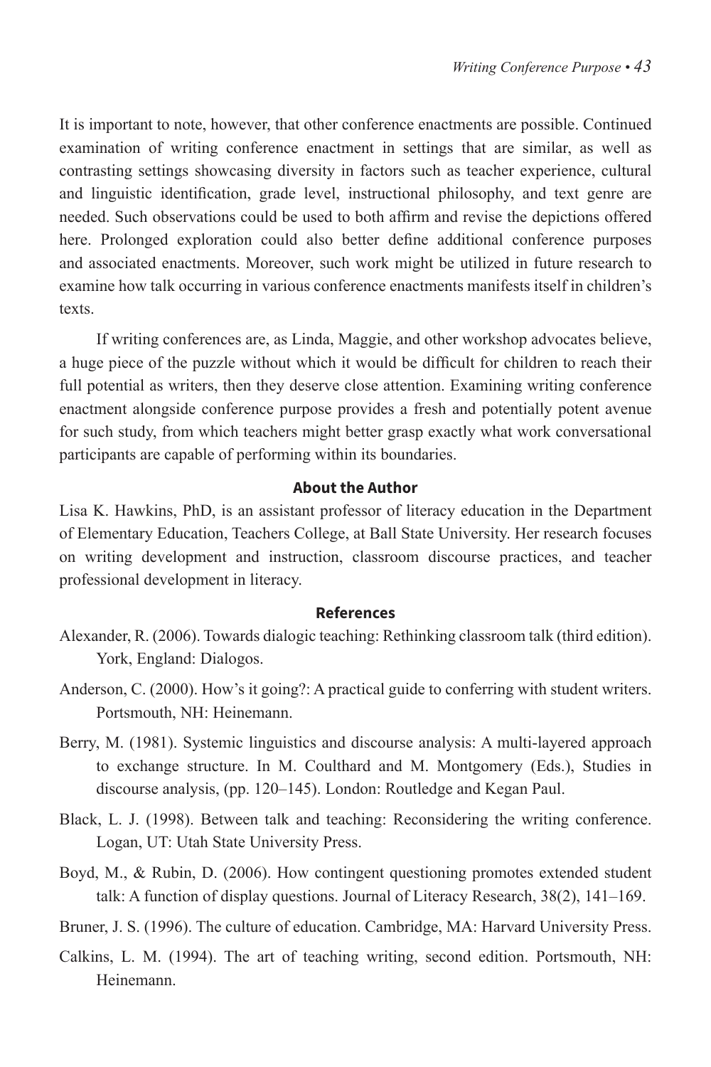It is important to note, however, that other conference enactments are possible. Continued examination of writing conference enactment in settings that are similar, as well as contrasting settings showcasing diversity in factors such as teacher experience, cultural and linguistic identification, grade level, instructional philosophy, and text genre are needed. Such observations could be used to both affirm and revise the depictions offered here. Prolonged exploration could also better define additional conference purposes and associated enactments. Moreover, such work might be utilized in future research to examine how talk occurring in various conference enactments manifests itself in children's texts.

If writing conferences are, as Linda, Maggie, and other workshop advocates believe, a huge piece of the puzzle without which it would be difficult for children to reach their full potential as writers, then they deserve close attention. Examining writing conference enactment alongside conference purpose provides a fresh and potentially potent avenue for such study, from which teachers might better grasp exactly what work conversational participants are capable of performing within its boundaries.

## About the Author

Lisa K. Hawkins, PhD, is an assistant professor of literacy education in the Department of Elementary Education, Teachers College, at Ball State University. Her research focuses on writing development and instruction, classroom discourse practices, and teacher professional development in literacy.

## References

Alexander, R. (2006). Towards dialogic teaching: Rethinking classroom talk (third edition). York, England: Dialogos.

Anderson, C. (2000). How's it going?: A practical guide to conferring with student writers. Portsmouth, NH: Heinemann.

Berry, M. (1981). Systemic linguistics and discourse analysis: A multi-layered approach to exchange structure. In M. Coulthard and M. Montgomery (Eds.), Studies in discourse analysis, (pp. 120–145). London: Routledge and Kegan Paul.

Black, L. J. (1998). Between talk and teaching: Reconsidering the writing conference. Logan, UT: Utah State University Press.

Boyd, M., & Rubin, D. (2006). How contingent questioning promotes extended student talk: A function of display questions. Journal of Literacy Research, 38(2), 141–169.

Bruner, J. S. (1996). The culture of education. Cambridge, MA: Harvard University Press.

Calkins, L. M. (1994). The art of teaching writing, second edition. Portsmouth, NH: Heinemann.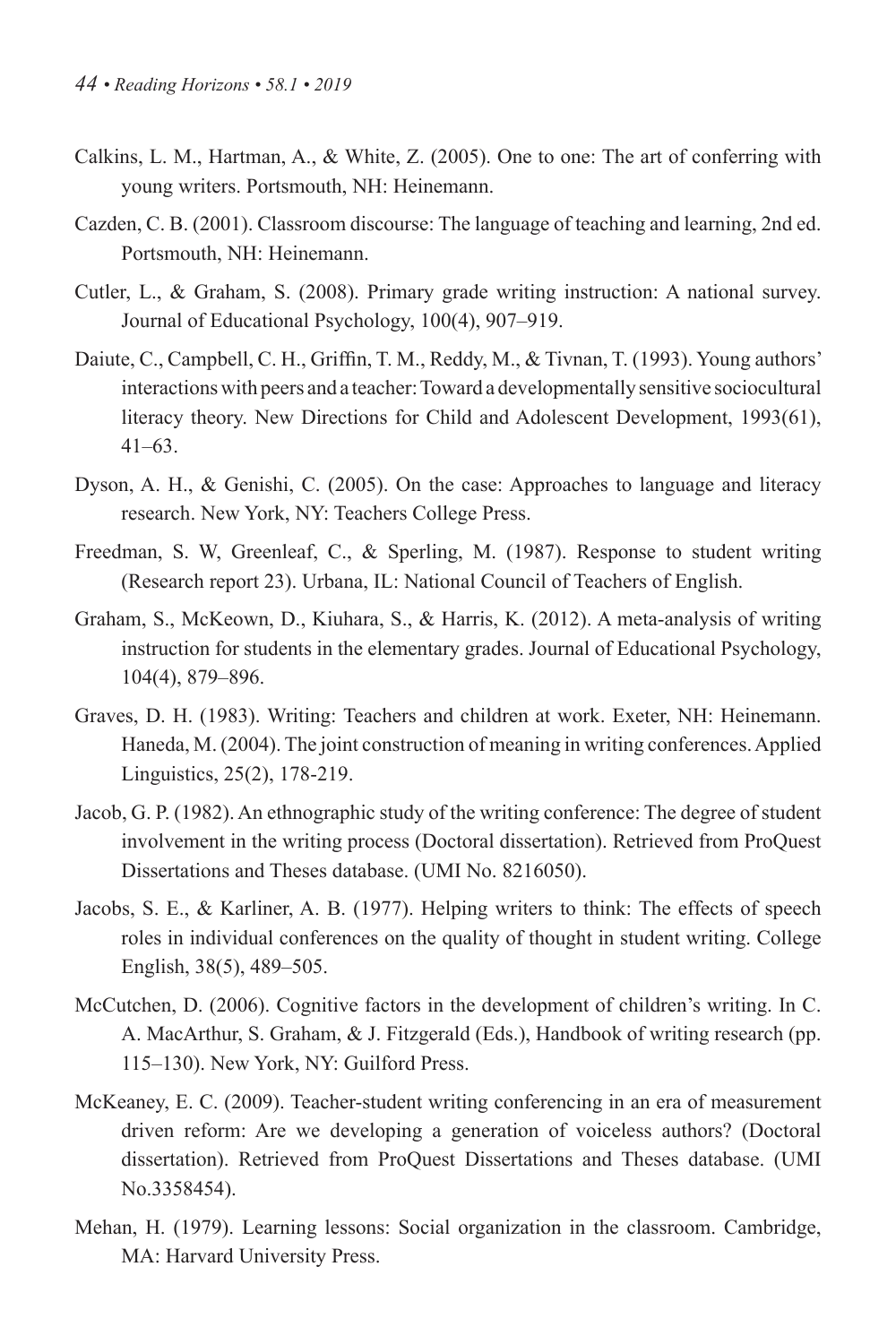Calkins, L. M., Hartman, A., & White, Z. (2005). One to one: The art of conferring with young writers. Portsmouth, NH: Heinemann.

Cazden, C. B. (2001). Classroom discourse: The language of teaching and learning, 2nd ed. Portsmouth, NH: Heinemann.

Cutler, L., & Graham, S. (2008). Primary grade writing instruction: A national survey. Journal of Educational Psychology, 100(4), 907–919.

Daiute, C., Campbell, C. H., Griffin, T. M., Reddy, M., & Tivnan, T. (1993). Young authors' interactions with peers and a teacher: Toward a developmentally sensitive sociocultural literacy theory. New Directions for Child and Adolescent Development, 1993(61), 41–63.

Dyson, A. H., & Genishi, C. (2005). On the case: Approaches to language and literacy research. New York, NY: Teachers College Press.

Freedman, S. W, Greenleaf, C., & Sperling, M. (1987). Response to student writing (Research report 23). Urbana, IL: National Council of Teachers of English.

Graham, S., McKeown, D., Kiuhara, S., & Harris, K. (2012). A meta-analysis of writing instruction for students in the elementary grades. Journal of Educational Psychology, 104(4), 879–896.

Graves, D. H. (1983). Writing: Teachers and children at work. Exeter, NH: Heinemann. Haneda, M. (2004). The joint construction of meaning in writing conferences. Applied Linguistics, 25(2), 178-219.

Jacob, G. P. (1982). An ethnographic study of the writing conference: The degree of student involvement in the writing process (Doctoral dissertation). Retrieved from ProQuest Dissertations and Theses database. (UMI No. 8216050).

Jacobs, S. E., & Karliner, A. B. (1977). Helping writers to think: The effects of speech roles in individual conferences on the quality of thought in student writing. College English, 38(5), 489–505.

McCutchen, D. (2006). Cognitive factors in the development of children's writing. In C. A. MacArthur, S. Graham, & J. Fitzgerald (Eds.), Handbook of writing research (pp. 115–130). New York, NY: Guilford Press.

McKeaney, E. C. (2009). Teacher-student writing conferencing in an era of measurement driven reform: Are we developing a generation of voiceless authors? (Doctoral dissertation). Retrieved from ProQuest Dissertations and Theses database. (UMI No.3358454).

Mehan, H. (1979). Learning lessons: Social organization in the classroom. Cambridge, MA: Harvard University Press.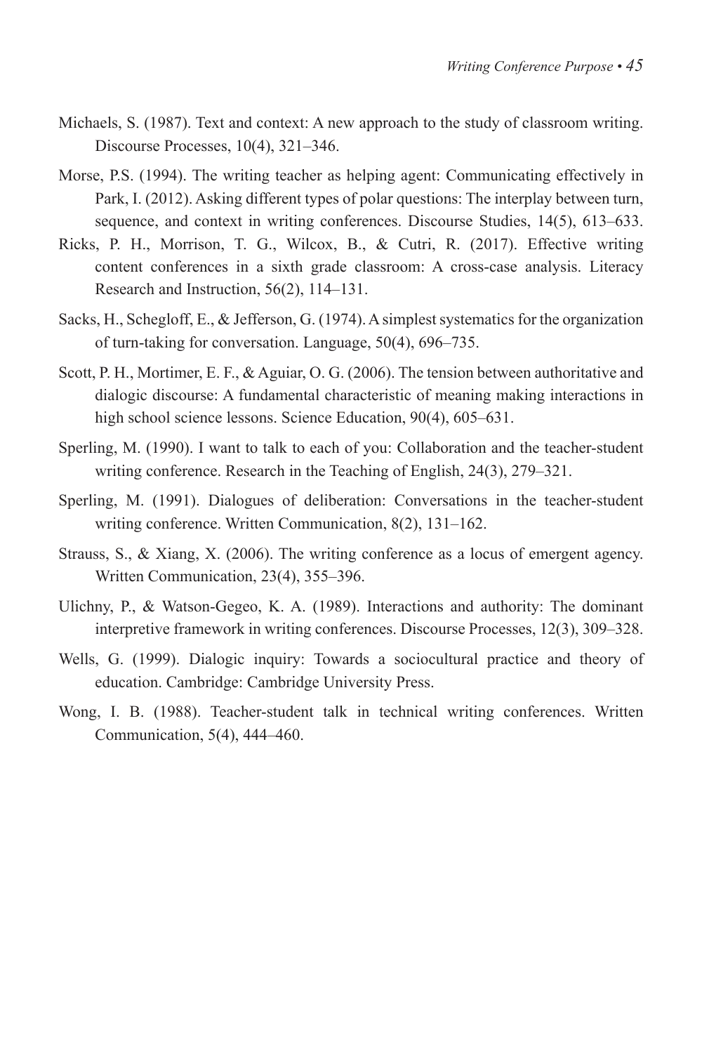Michaels, S. (1987). Text and context: A new approach to the study of classroom writing. Discourse Processes, 10(4), 321–346.

Morse, P.S. (1994). The writing teacher as helping agent: Communicating effectively in Park, I. (2012). Asking different types of polar questions: The interplay between turn, sequence, and context in writing conferences. Discourse Studies, 14(5), 613–633.

Ricks, P. H., Morrison, T. G., Wilcox, B., & Cutri, R. (2017). Effective writing content conferences in a sixth grade classroom: A cross-case analysis. Literacy Research and Instruction, 56(2), 114–131.

Sacks, H., Schegloff, E., & Jefferson, G. (1974). A simplest systematics for the organization of turn-taking for conversation. Language, 50(4), 696–735.

Scott, P. H., Mortimer, E. F., & Aguiar, O. G. (2006). The tension between authoritative and dialogic discourse: A fundamental characteristic of meaning making interactions in high school science lessons. Science Education, 90(4), 605–631.

Sperling, M. (1990). I want to talk to each of you: Collaboration and the teacher-student writing conference. Research in the Teaching of English, 24(3), 279–321.

Sperling, M. (1991). Dialogues of deliberation: Conversations in the teacher-student writing conference. Written Communication, 8(2), 131–162.

Strauss, S., & Xiang, X. (2006). The writing conference as a locus of emergent agency. Written Communication, 23(4), 355–396.

Ulichny, P., & Watson-Gegeo, K. A. (1989). Interactions and authority: The dominant interpretive framework in writing conferences. Discourse Processes, 12(3), 309–328.

Wells, G. (1999). Dialogic inquiry: Towards a sociocultural practice and theory of education. Cambridge: Cambridge University Press.

Wong, I. B. (1988). Teacher-student talk in technical writing conferences. Written Communication, 5(4), 444–460.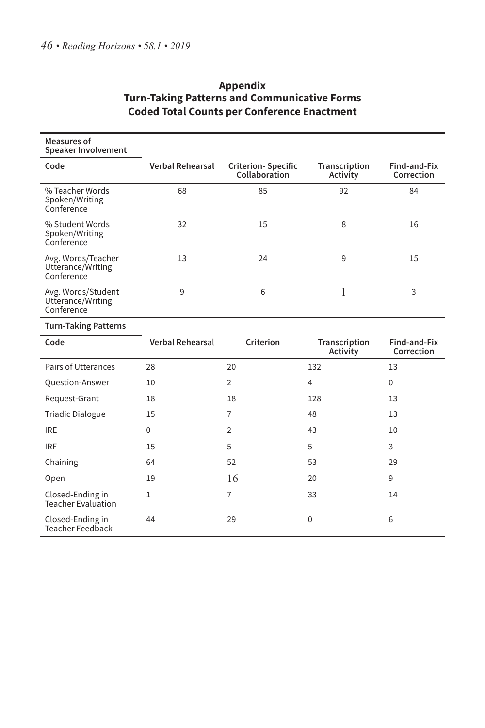## Appendix
## Turn-Taking Patterns and Communicative Forms
## Coded Total Counts per Conference Enactment

| Measures of Speaker Involvement | | | | |
|---|---|---|---|---|
| **Code** | **Verbal Rehearsal** | **Criterion- Specific Collaboration** | **Transcription Activity** | **Find-and-Fix Correction** |
| % Teacher Words Spoken/Writing Conference | 68 | 85 | 92 | 84 |
| % Student Words Spoken/Writing Conference | 32 | 15 | 8 | 16 |
| Avg. Words/Teacher Utterance/Writing Conference | 13 | 24 | 9 | 15 |
| Avg. Words/Student Utterance/Writing Conference | 9 | 6 | 1 | 3 |

| Turn-Taking Patterns | | | | |
|---|---|---|---|---|
| **Code** | **Verbal Rehearsal** | **Criterion** | **Transcription Activity** | **Find-and-Fix Correction** |
| Pairs of Utterances | 28 | 20 | 132 | 13 |
| Question-Answer | 10 | 2 | 4 | 0 |
| Request-Grant | 18 | 18 | 128 | 13 |
| Triadic Dialogue | 15 | 7 | 48 | 13 |
| IRE | 0 | 2 | 43 | 10 |
| IRF | 15 | 5 | 5 | 3 |
| Chaining | 64 | 52 | 53 | 29 |
| Open | 19 | 16 | 20 | 9 |
| Closed-Ending in Teacher Evaluation | 1 | 7 | 33 | 14 |
| Closed-Ending in Teacher Feedback | 44 | 29 | 0 | 6 |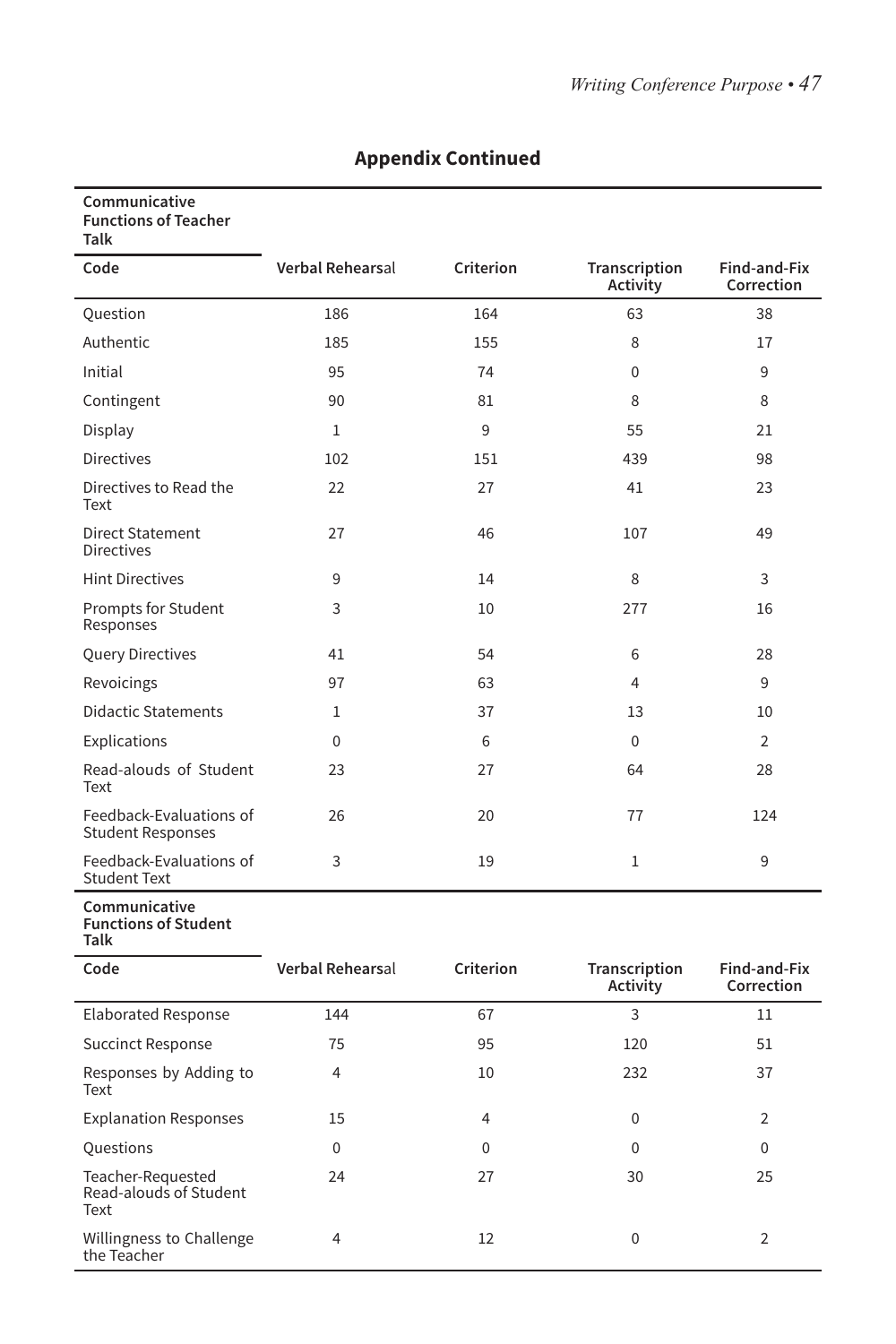## Appendix Continued

| Communicative Functions of Teacher Talk | | | | |
|---|---|---|---|---|
| **Code** | **Verbal Rehearsal** | **Criterion** | **Transcription Activity** | **Find-and-Fix Correction** |
| Question | 186 | 164 | 63 | 38 |
| Authentic | 185 | 155 | 8 | 17 |
| Initial | 95 | 74 | 0 | 9 |
| Contingent | 90 | 81 | 8 | 8 |
| Display | 1 | 9 | 55 | 21 |
| Directives | 102 | 151 | 439 | 98 |
| Directives to Read the Text | 22 | 27 | 41 | 23 |
| Direct Statement Directives | 27 | 46 | 107 | 49 |
| Hint Directives | 9 | 14 | 8 | 3 |
| Prompts for Student Responses | 3 | 10 | 277 | 16 |
| Query Directives | 41 | 54 | 6 | 28 |
| Revoicings | 97 | 63 | 4 | 9 |
| Didactic Statements | 1 | 37 | 13 | 10 |
| Explications | 0 | 6 | 0 | 2 |
| Read-alouds of Student Text | 23 | 27 | 64 | 28 |
| Feedback-Evaluations of Student Responses | 26 | 20 | 77 | 124 |
| Feedback-Evaluations of Student Text | 3 | 19 | 1 | 9 |

| Communicative Functions of Student Talk | | | | |
|---|---|---|---|---|
| **Code** | **Verbal Rehearsal** | **Criterion** | **Transcription Activity** | **Find-and-Fix Correction** |
| Elaborated Response | 144 | 67 | 3 | 11 |
| Succinct Response | 75 | 95 | 120 | 51 |
| Responses by Adding to Text | 4 | 10 | 232 | 37 |
| Explanation Responses | 15 | 4 | 0 | 2 |
| Questions | 0 | 0 | 0 | 0 |
| Teacher-Requested Read-alouds of Student Text | 24 | 27 | 30 | 25 |
| Willingness to Challenge the Teacher | 4 | 12 | 0 | 2 |